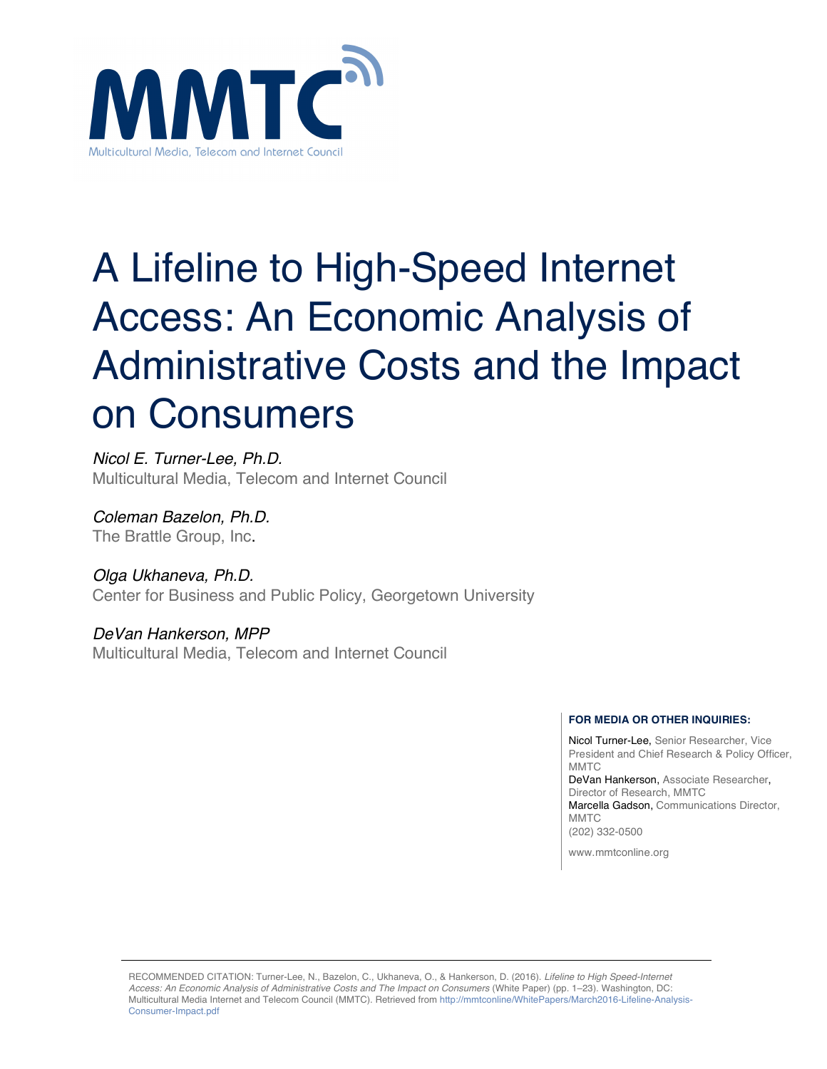MMTC

Multicultural Media, Telecom and Internet Council

# A Lifeline to High-Speed Internet Access: An Economic Analysis of Administrative Costs and the Impact on Consumers

*Nicol E. Turner-Lee, Ph.D.*
Multicultural Media, Telecom and Internet Council

*Coleman Bazelon, Ph.D.*
The Brattle Group, Inc.

*Olga Ukhaneva, Ph.D.*
Center for Business and Public Policy, Georgetown University

*DeVan Hankerson, MPP*
Multicultural Media, Telecom and Internet Council

**FOR MEDIA OR OTHER INQUIRIES:**

Nicol Turner-Lee, Senior Researcher, Vice President and Chief Research & Policy Officer, MMTC
DeVan Hankerson, Associate Researcher, Director of Research, MMTC
Marcella Gadson, Communications Director, MMTC
(202) 332-0500

www.mmtconline.org

RECOMMENDED CITATION: Turner-Lee, N., Bazelon, C., Ukhaneva, O., & Hankerson, D. (2016). *Lifeline to High Speed-Internet Access: An Economic Analysis of Administrative Costs and The Impact on Consumers* (White Paper) (pp. 1–23). Washington, DC: Multicultural Media Internet and Telecom Council (MMTC). Retrieved from http://mmtconline/WhitePapers/March2016-Lifeline-Analysis-Consumer-Impact.pdf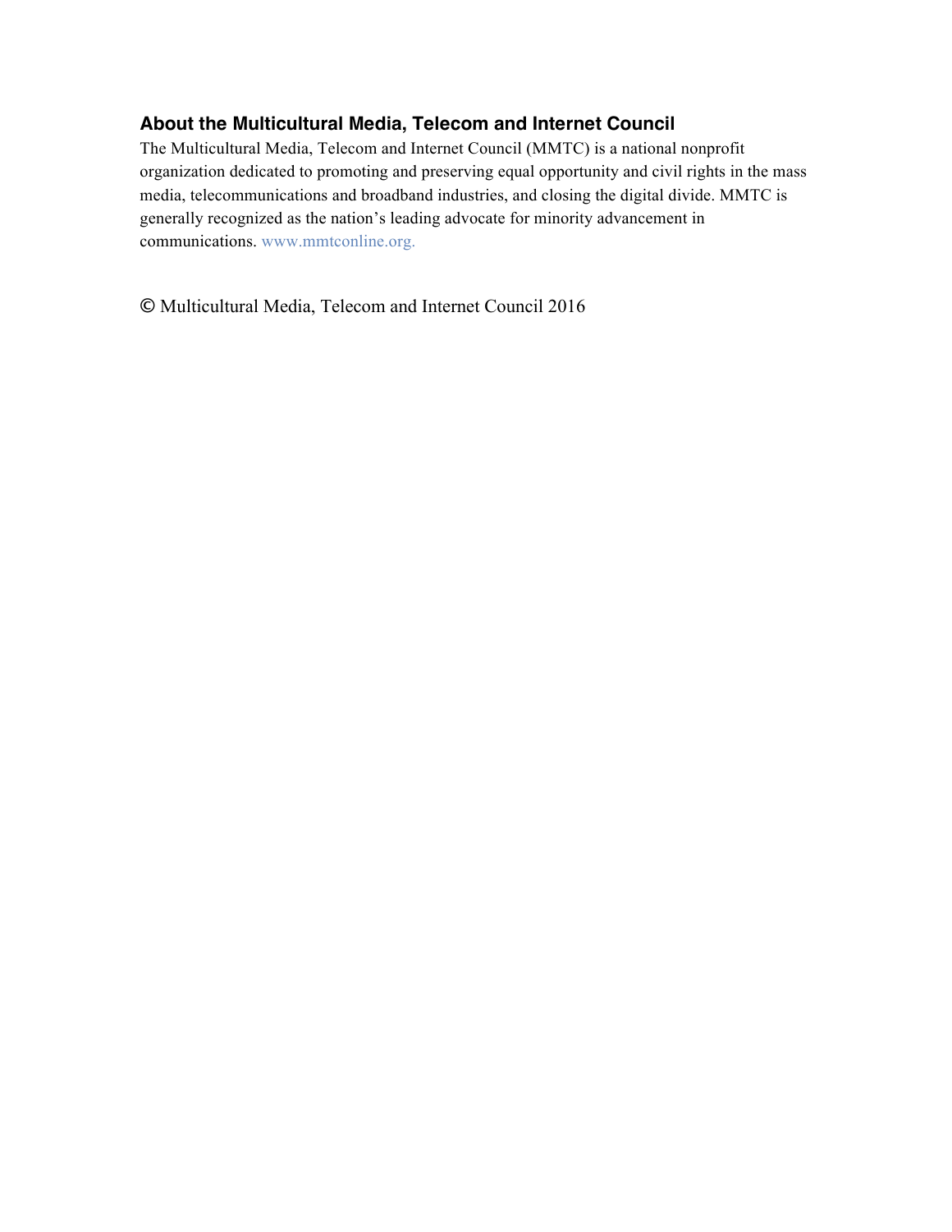### About the Multicultural Media, Telecom and Internet Council

The Multicultural Media, Telecom and Internet Council (MMTC) is a national nonprofit organization dedicated to promoting and preserving equal opportunity and civil rights in the mass media, telecommunications and broadband industries, and closing the digital divide. MMTC is generally recognized as the nation's leading advocate for minority advancement in communications. www.mmtconline.org.

© Multicultural Media, Telecom and Internet Council 2016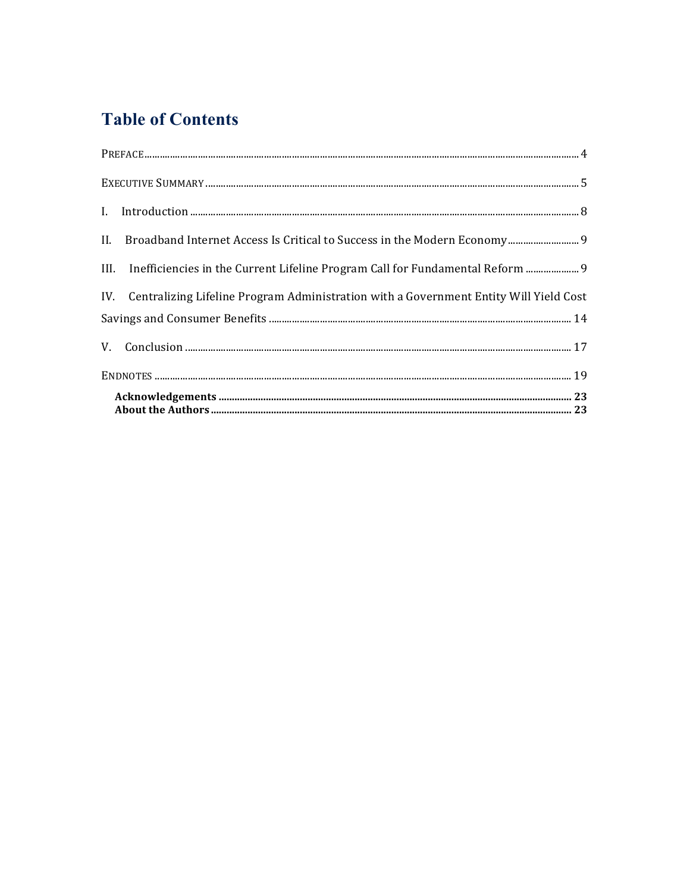# Table of Contents

PREFACE ........ 4

EXECUTIVE SUMMARY ........ 5

I. Introduction ........ 8

II. Broadband Internet Access Is Critical to Success in the Modern Economy ........ 9

III. Inefficiencies in the Current Lifeline Program Call for Fundamental Reform ........ 9

IV. Centralizing Lifeline Program Administration with a Government Entity Will Yield Cost Savings and Consumer Benefits ........ 14

V. Conclusion ........ 17

ENDNOTES ........ 19

**Acknowledgements ........ 23**

**About the Authors ........ 23**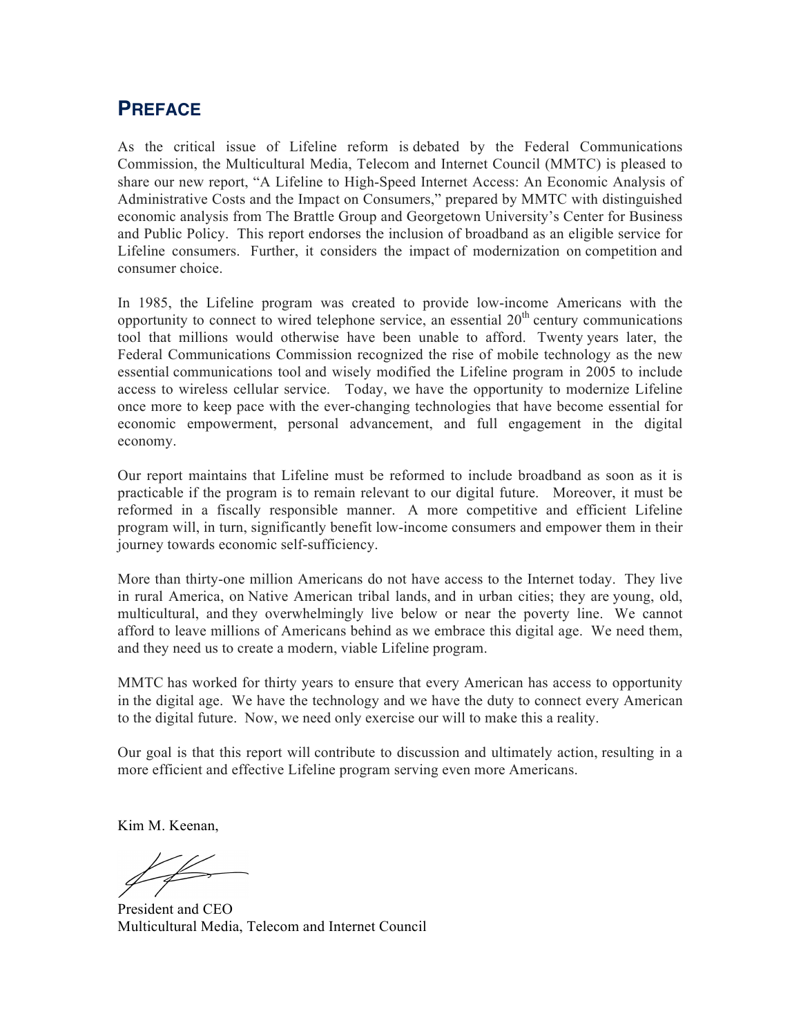## PREFACE

As the critical issue of Lifeline reform is debated by the Federal Communications Commission, the Multicultural Media, Telecom and Internet Council (MMTC) is pleased to share our new report, "A Lifeline to High-Speed Internet Access: An Economic Analysis of Administrative Costs and the Impact on Consumers," prepared by MMTC with distinguished economic analysis from The Brattle Group and Georgetown University's Center for Business and Public Policy. This report endorses the inclusion of broadband as an eligible service for Lifeline consumers. Further, it considers the impact of modernization on competition and consumer choice.

In 1985, the Lifeline program was created to provide low-income Americans with the opportunity to connect to wired telephone service, an essential 20th century communications tool that millions would otherwise have been unable to afford. Twenty years later, the Federal Communications Commission recognized the rise of mobile technology as the new essential communications tool and wisely modified the Lifeline program in 2005 to include access to wireless cellular service. Today, we have the opportunity to modernize Lifeline once more to keep pace with the ever-changing technologies that have become essential for economic empowerment, personal advancement, and full engagement in the digital economy.

Our report maintains that Lifeline must be reformed to include broadband as soon as it is practicable if the program is to remain relevant to our digital future. Moreover, it must be reformed in a fiscally responsible manner. A more competitive and efficient Lifeline program will, in turn, significantly benefit low-income consumers and empower them in their journey towards economic self-sufficiency.

More than thirty-one million Americans do not have access to the Internet today. They live in rural America, on Native American tribal lands, and in urban cities; they are young, old, multicultural, and they overwhelmingly live below or near the poverty line. We cannot afford to leave millions of Americans behind as we embrace this digital age. We need them, and they need us to create a modern, viable Lifeline program.

MMTC has worked for thirty years to ensure that every American has access to opportunity in the digital age. We have the technology and we have the duty to connect every American to the digital future. Now, we need only exercise our will to make this a reality.

Our goal is that this report will contribute to discussion and ultimately action, resulting in a more efficient and effective Lifeline program serving even more Americans.

Kim M. Keenan,

President and CEO
Multicultural Media, Telecom and Internet Council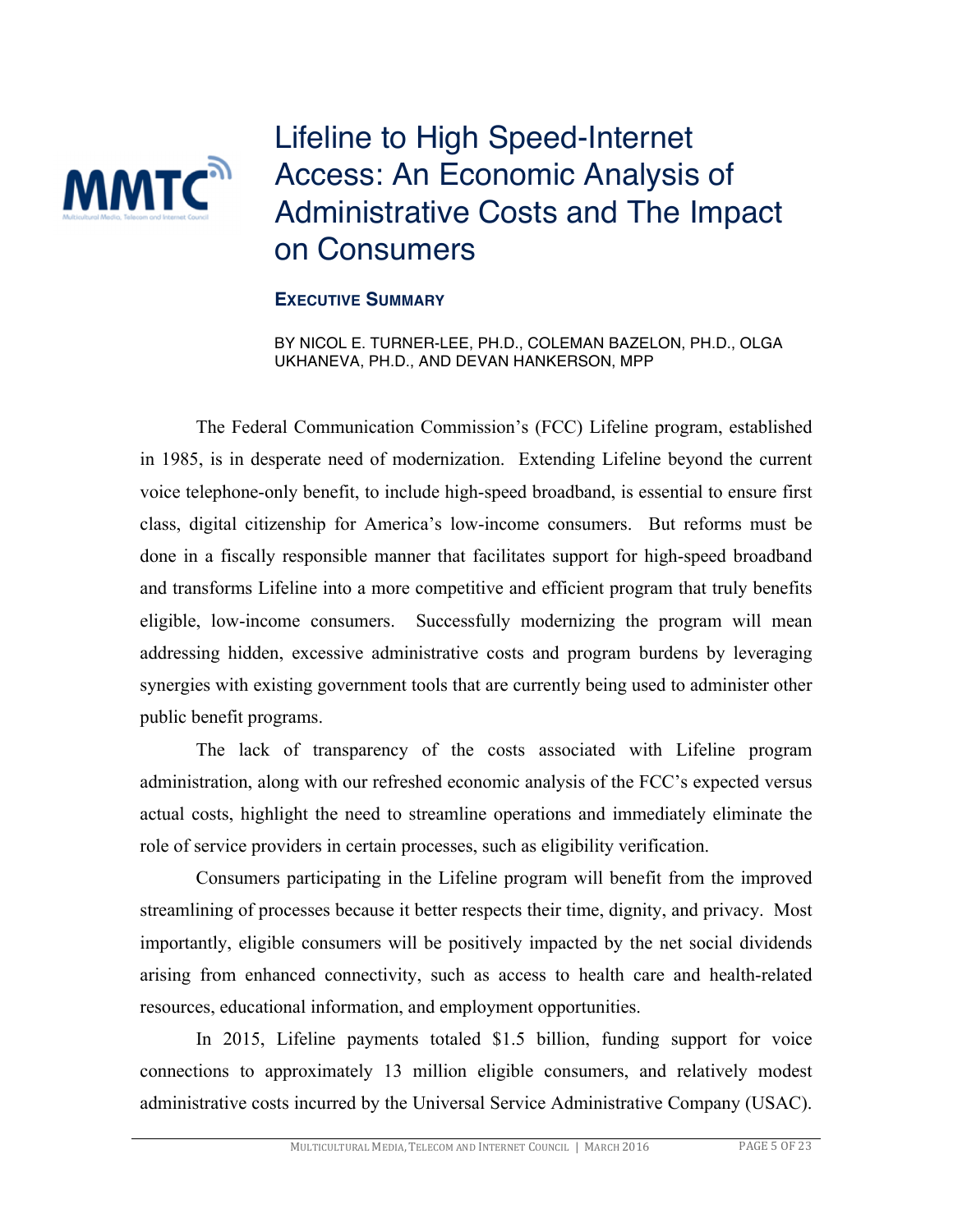# Lifeline to High Speed-Internet Access: An Economic Analysis of Administrative Costs and The Impact on Consumers

## Executive Summary

BY NICOL E. TURNER-LEE, PH.D., COLEMAN BAZELON, PH.D., OLGA UKHANEVA, PH.D., AND DEVAN HANKERSON, MPP

The Federal Communication Commission's (FCC) Lifeline program, established in 1985, is in desperate need of modernization. Extending Lifeline beyond the current voice telephone-only benefit, to include high-speed broadband, is essential to ensure first class, digital citizenship for America's low-income consumers. But reforms must be done in a fiscally responsible manner that facilitates support for high-speed broadband and transforms Lifeline into a more competitive and efficient program that truly benefits eligible, low-income consumers. Successfully modernizing the program will mean addressing hidden, excessive administrative costs and program burdens by leveraging synergies with existing government tools that are currently being used to administer other public benefit programs.

The lack of transparency of the costs associated with Lifeline program administration, along with our refreshed economic analysis of the FCC's expected versus actual costs, highlight the need to streamline operations and immediately eliminate the role of service providers in certain processes, such as eligibility verification.

Consumers participating in the Lifeline program will benefit from the improved streamlining of processes because it better respects their time, dignity, and privacy. Most importantly, eligible consumers will be positively impacted by the net social dividends arising from enhanced connectivity, such as access to health care and health-related resources, educational information, and employment opportunities.

In 2015, Lifeline payments totaled $1.5 billion, funding support for voice connections to approximately 13 million eligible consumers, and relatively modest administrative costs incurred by the Universal Service Administrative Company (USAC).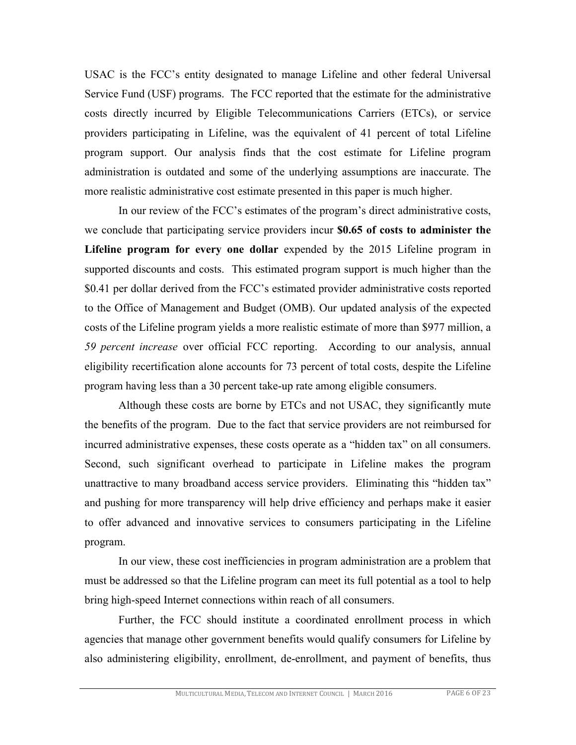USAC is the FCC's entity designated to manage Lifeline and other federal Universal Service Fund (USF) programs. The FCC reported that the estimate for the administrative costs directly incurred by Eligible Telecommunications Carriers (ETCs), or service providers participating in Lifeline, was the equivalent of 41 percent of total Lifeline program support. Our analysis finds that the cost estimate for Lifeline program administration is outdated and some of the underlying assumptions are inaccurate. The more realistic administrative cost estimate presented in this paper is much higher.

In our review of the FCC's estimates of the program's direct administrative costs, we conclude that participating service providers incur **$0.65 of costs to administer the Lifeline program for every one dollar** expended by the 2015 Lifeline program in supported discounts and costs. This estimated program support is much higher than the $0.41 per dollar derived from the FCC's estimated provider administrative costs reported to the Office of Management and Budget (OMB). Our updated analysis of the expected costs of the Lifeline program yields a more realistic estimate of more than $977 million, a *59 percent increase* over official FCC reporting. According to our analysis, annual eligibility recertification alone accounts for 73 percent of total costs, despite the Lifeline program having less than a 30 percent take-up rate among eligible consumers.

Although these costs are borne by ETCs and not USAC, they significantly mute the benefits of the program. Due to the fact that service providers are not reimbursed for incurred administrative expenses, these costs operate as a "hidden tax" on all consumers. Second, such significant overhead to participate in Lifeline makes the program unattractive to many broadband access service providers. Eliminating this "hidden tax" and pushing for more transparency will help drive efficiency and perhaps make it easier to offer advanced and innovative services to consumers participating in the Lifeline program.

In our view, these cost inefficiencies in program administration are a problem that must be addressed so that the Lifeline program can meet its full potential as a tool to help bring high-speed Internet connections within reach of all consumers.

Further, the FCC should institute a coordinated enrollment process in which agencies that manage other government benefits would qualify consumers for Lifeline by also administering eligibility, enrollment, de-enrollment, and payment of benefits, thus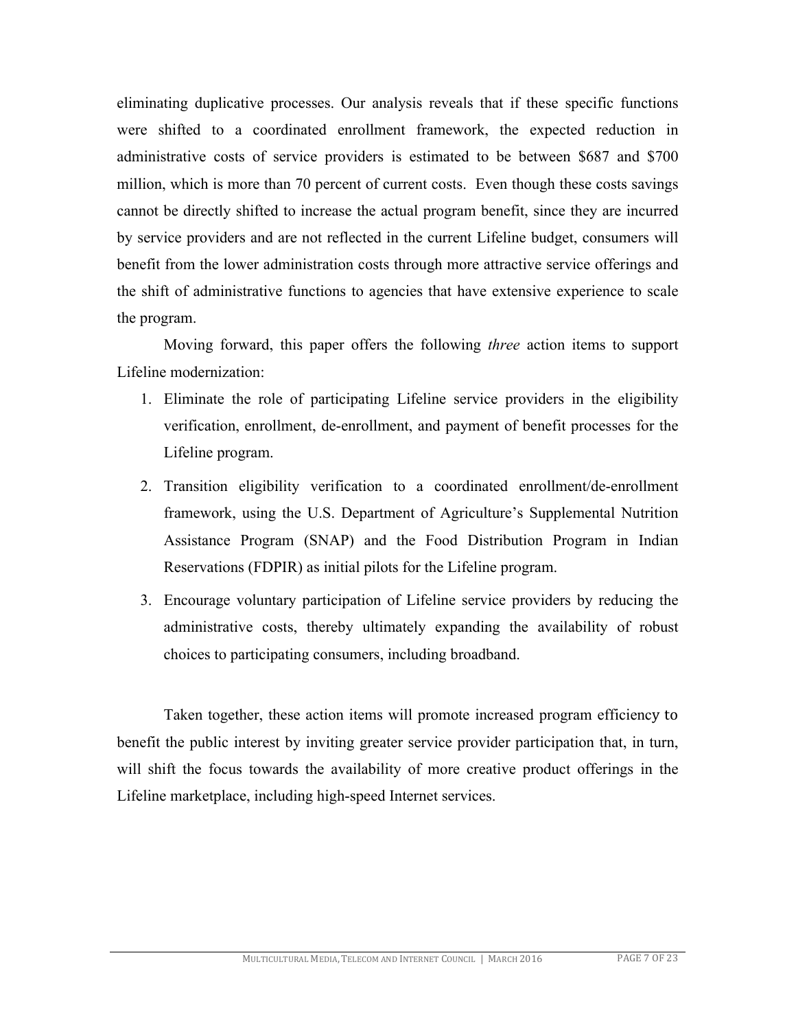eliminating duplicative processes. Our analysis reveals that if these specific functions were shifted to a coordinated enrollment framework, the expected reduction in administrative costs of service providers is estimated to be between $687 and $700 million, which is more than 70 percent of current costs. Even though these costs savings cannot be directly shifted to increase the actual program benefit, since they are incurred by service providers and are not reflected in the current Lifeline budget, consumers will benefit from the lower administration costs through more attractive service offerings and the shift of administrative functions to agencies that have extensive experience to scale the program.

Moving forward, this paper offers the following *three* action items to support Lifeline modernization:

1. Eliminate the role of participating Lifeline service providers in the eligibility verification, enrollment, de-enrollment, and payment of benefit processes for the Lifeline program.
2. Transition eligibility verification to a coordinated enrollment/de-enrollment framework, using the U.S. Department of Agriculture's Supplemental Nutrition Assistance Program (SNAP) and the Food Distribution Program in Indian Reservations (FDPIR) as initial pilots for the Lifeline program.
3. Encourage voluntary participation of Lifeline service providers by reducing the administrative costs, thereby ultimately expanding the availability of robust choices to participating consumers, including broadband.

Taken together, these action items will promote increased program efficiency to benefit the public interest by inviting greater service provider participation that, in turn, will shift the focus towards the availability of more creative product offerings in the Lifeline marketplace, including high-speed Internet services.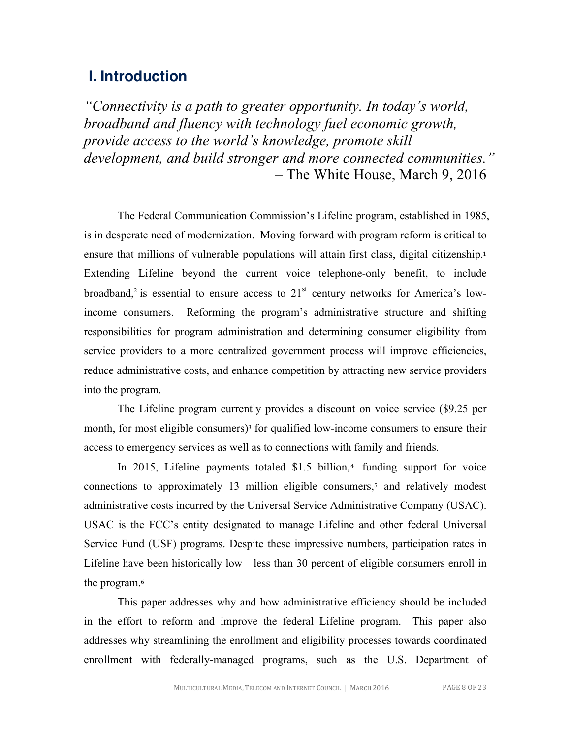## I. Introduction

*"Connectivity is a path to greater opportunity. In today's world, broadband and fluency with technology fuel economic growth, provide access to the world's knowledge, promote skill development, and build stronger and more connected communities."*
– The White House, March 9, 2016

The Federal Communication Commission's Lifeline program, established in 1985, is in desperate need of modernization. Moving forward with program reform is critical to ensure that millions of vulnerable populations will attain first class, digital citizenship.[1] Extending Lifeline beyond the current voice telephone-only benefit, to include broadband,[2] is essential to ensure access to 21st century networks for America's low-income consumers. Reforming the program's administrative structure and shifting responsibilities for program administration and determining consumer eligibility from service providers to a more centralized government process will improve efficiencies, reduce administrative costs, and enhance competition by attracting new service providers into the program.

The Lifeline program currently provides a discount on voice service ($9.25 per month, for most eligible consumers)[3] for qualified low-income consumers to ensure their access to emergency services as well as to connections with family and friends.

In 2015, Lifeline payments totaled $1.5 billion,[4] funding support for voice connections to approximately 13 million eligible consumers,[5] and relatively modest administrative costs incurred by the Universal Service Administrative Company (USAC). USAC is the FCC's entity designated to manage Lifeline and other federal Universal Service Fund (USF) programs. Despite these impressive numbers, participation rates in Lifeline have been historically low—less than 30 percent of eligible consumers enroll in the program.[6]

This paper addresses why and how administrative efficiency should be included in the effort to reform and improve the federal Lifeline program. This paper also addresses why streamlining the enrollment and eligibility processes towards coordinated enrollment with federally-managed programs, such as the U.S. Department of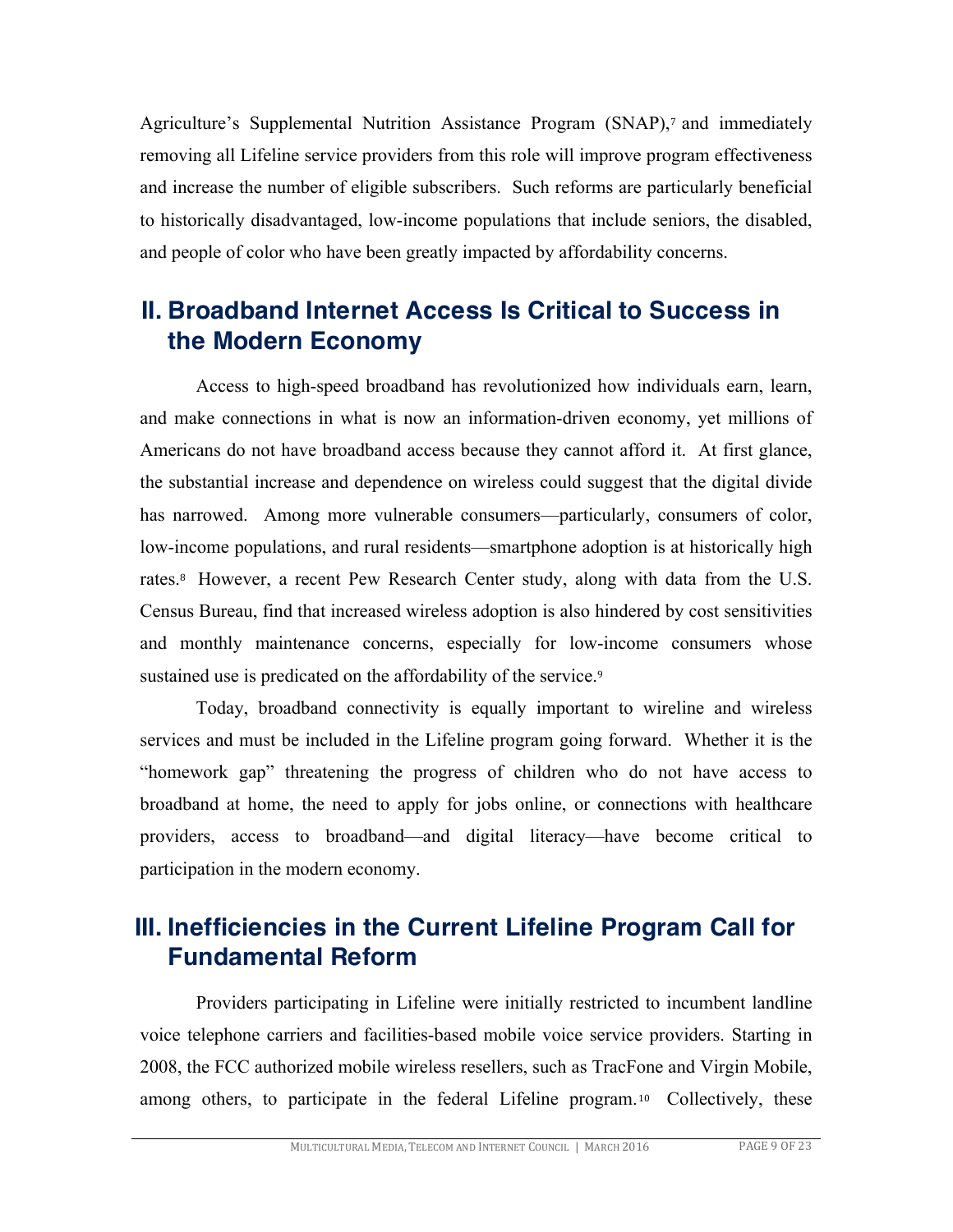Agriculture's Supplemental Nutrition Assistance Program (SNAP),[7] and immediately removing all Lifeline service providers from this role will improve program effectiveness and increase the number of eligible subscribers. Such reforms are particularly beneficial to historically disadvantaged, low-income populations that include seniors, the disabled, and people of color who have been greatly impacted by affordability concerns.

## II. Broadband Internet Access Is Critical to Success in the Modern Economy

Access to high-speed broadband has revolutionized how individuals earn, learn, and make connections in what is now an information-driven economy, yet millions of Americans do not have broadband access because they cannot afford it. At first glance, the substantial increase and dependence on wireless could suggest that the digital divide has narrowed. Among more vulnerable consumers—particularly, consumers of color, low-income populations, and rural residents—smartphone adoption is at historically high rates.[8] However, a recent Pew Research Center study, along with data from the U.S. Census Bureau, find that increased wireless adoption is also hindered by cost sensitivities and monthly maintenance concerns, especially for low-income consumers whose sustained use is predicated on the affordability of the service.[9]

Today, broadband connectivity is equally important to wireline and wireless services and must be included in the Lifeline program going forward. Whether it is the "homework gap" threatening the progress of children who do not have access to broadband at home, the need to apply for jobs online, or connections with healthcare providers, access to broadband—and digital literacy—have become critical to participation in the modern economy.

## III. Inefficiencies in the Current Lifeline Program Call for Fundamental Reform

Providers participating in Lifeline were initially restricted to incumbent landline voice telephone carriers and facilities-based mobile voice service providers. Starting in 2008, the FCC authorized mobile wireless resellers, such as TracFone and Virgin Mobile, among others, to participate in the federal Lifeline program.[10] Collectively, these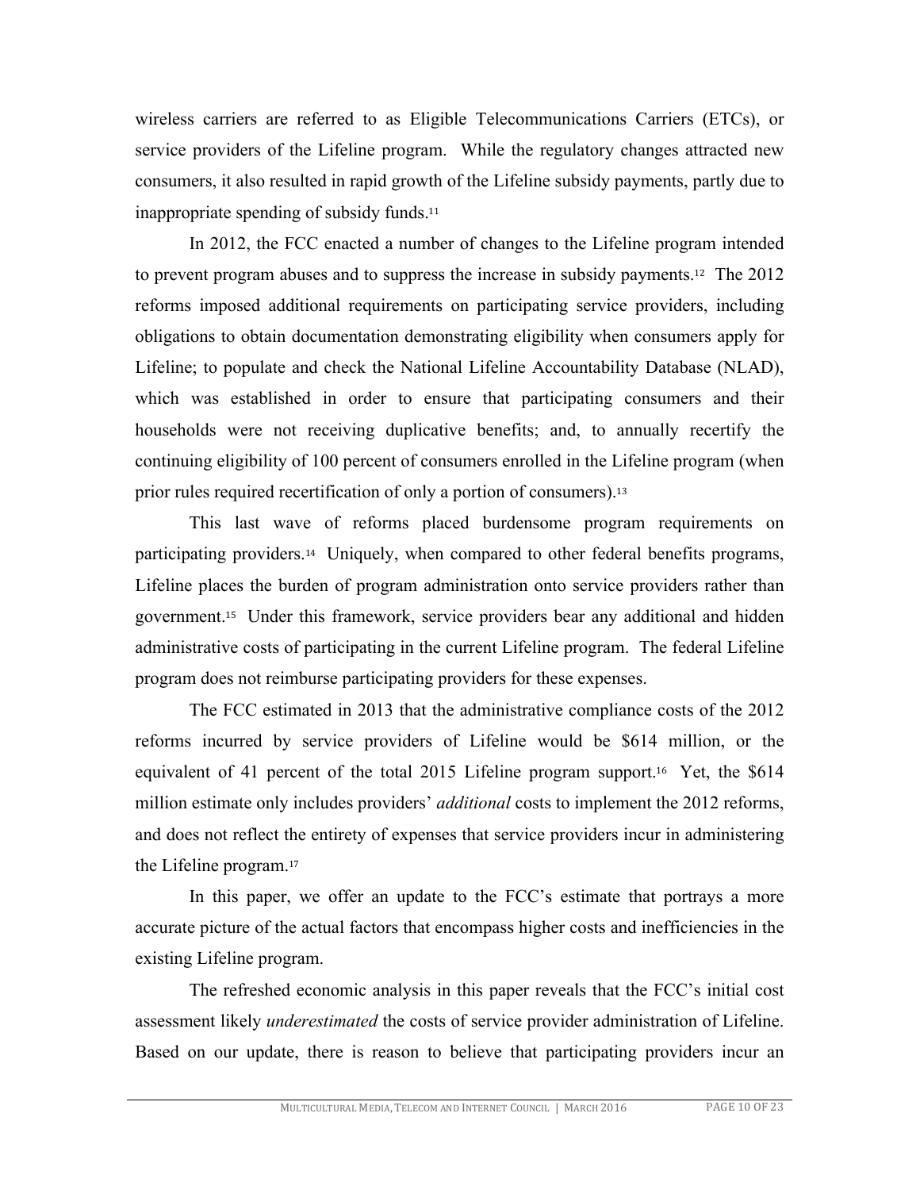wireless carriers are referred to as Eligible Telecommunications Carriers (ETCs), or service providers of the Lifeline program. While the regulatory changes attracted new consumers, it also resulted in rapid growth of the Lifeline subsidy payments, partly due to inappropriate spending of subsidy funds.[11]

In 2012, the FCC enacted a number of changes to the Lifeline program intended to prevent program abuses and to suppress the increase in subsidy payments.[12] The 2012 reforms imposed additional requirements on participating service providers, including obligations to obtain documentation demonstrating eligibility when consumers apply for Lifeline; to populate and check the National Lifeline Accountability Database (NLAD), which was established in order to ensure that participating consumers and their households were not receiving duplicative benefits; and, to annually recertify the continuing eligibility of 100 percent of consumers enrolled in the Lifeline program (when prior rules required recertification of only a portion of consumers).[13]

This last wave of reforms placed burdensome program requirements on participating providers.[14] Uniquely, when compared to other federal benefits programs, Lifeline places the burden of program administration onto service providers rather than government.[15] Under this framework, service providers bear any additional and hidden administrative costs of participating in the current Lifeline program. The federal Lifeline program does not reimburse participating providers for these expenses.

The FCC estimated in 2013 that the administrative compliance costs of the 2012 reforms incurred by service providers of Lifeline would be $614 million, or the equivalent of 41 percent of the total 2015 Lifeline program support.[16] Yet, the $614 million estimate only includes providers' *additional* costs to implement the 2012 reforms, and does not reflect the entirety of expenses that service providers incur in administering the Lifeline program.[17]

In this paper, we offer an update to the FCC's estimate that portrays a more accurate picture of the actual factors that encompass higher costs and inefficiencies in the existing Lifeline program.

The refreshed economic analysis in this paper reveals that the FCC's initial cost assessment likely *underestimated* the costs of service provider administration of Lifeline. Based on our update, there is reason to believe that participating providers incur an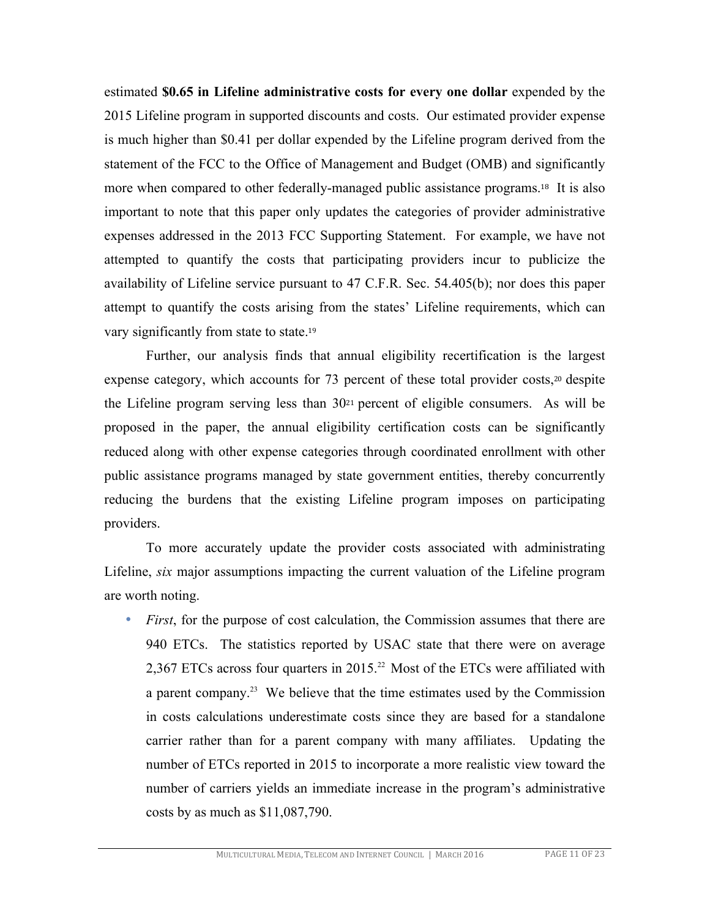estimated **$0.65 in Lifeline administrative costs for every one dollar** expended by the 2015 Lifeline program in supported discounts and costs. Our estimated provider expense is much higher than $0.41 per dollar expended by the Lifeline program derived from the statement of the FCC to the Office of Management and Budget (OMB) and significantly more when compared to other federally-managed public assistance programs.[18] It is also important to note that this paper only updates the categories of provider administrative expenses addressed in the 2013 FCC Supporting Statement. For example, we have not attempted to quantify the costs that participating providers incur to publicize the availability of Lifeline service pursuant to 47 C.F.R. Sec. 54.405(b); nor does this paper attempt to quantify the costs arising from the states' Lifeline requirements, which can vary significantly from state to state.[19]

Further, our analysis finds that annual eligibility recertification is the largest expense category, which accounts for 73 percent of these total provider costs,[20] despite the Lifeline program serving less than 30[21] percent of eligible consumers. As will be proposed in the paper, the annual eligibility certification costs can be significantly reduced along with other expense categories through coordinated enrollment with other public assistance programs managed by state government entities, thereby concurrently reducing the burdens that the existing Lifeline program imposes on participating providers.

To more accurately update the provider costs associated with administrating Lifeline, *six* major assumptions impacting the current valuation of the Lifeline program are worth noting.

- *First*, for the purpose of cost calculation, the Commission assumes that there are 940 ETCs. The statistics reported by USAC state that there were on average 2,367 ETCs across four quarters in 2015.[22] Most of the ETCs were affiliated with a parent company.[23] We believe that the time estimates used by the Commission in costs calculations underestimate costs since they are based for a standalone carrier rather than for a parent company with many affiliates. Updating the number of ETCs reported in 2015 to incorporate a more realistic view toward the number of carriers yields an immediate increase in the program's administrative costs by as much as $11,087,790.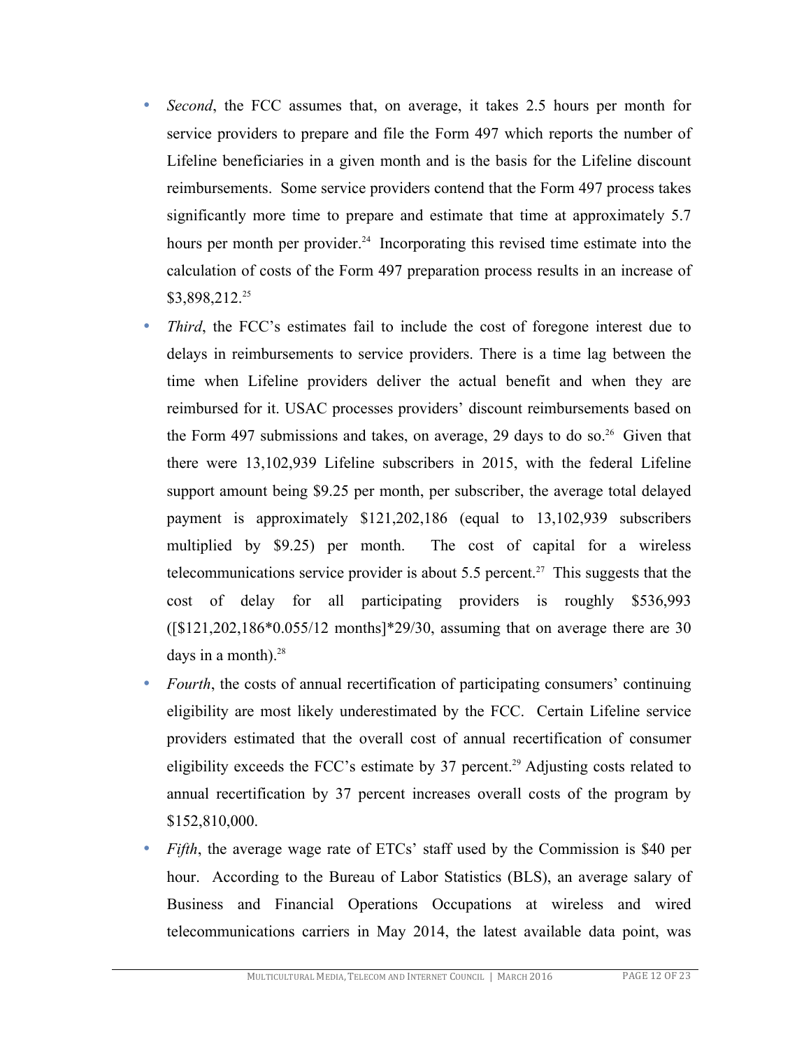- *Second*, the FCC assumes that, on average, it takes 2.5 hours per month for service providers to prepare and file the Form 497 which reports the number of Lifeline beneficiaries in a given month and is the basis for the Lifeline discount reimbursements. Some service providers contend that the Form 497 process takes significantly more time to prepare and estimate that time at approximately 5.7 hours per month per provider.[24] Incorporating this revised time estimate into the calculation of costs of the Form 497 preparation process results in an increase of $3,898,212.[25]
- *Third*, the FCC's estimates fail to include the cost of foregone interest due to delays in reimbursements to service providers. There is a time lag between the time when Lifeline providers deliver the actual benefit and when they are reimbursed for it. USAC processes providers' discount reimbursements based on the Form 497 submissions and takes, on average, 29 days to do so.[26] Given that there were 13,102,939 Lifeline subscribers in 2015, with the federal Lifeline support amount being $9.25 per month, per subscriber, the average total delayed payment is approximately $121,202,186 (equal to 13,102,939 subscribers multiplied by $9.25) per month. The cost of capital for a wireless telecommunications service provider is about 5.5 percent.[27] This suggests that the cost of delay for all participating providers is roughly $536,993 ([$121,202,186*0.055/12 months]*29/30, assuming that on average there are 30 days in a month).[28]
- *Fourth*, the costs of annual recertification of participating consumers' continuing eligibility are most likely underestimated by the FCC. Certain Lifeline service providers estimated that the overall cost of annual recertification of consumer eligibility exceeds the FCC's estimate by 37 percent.[29] Adjusting costs related to annual recertification by 37 percent increases overall costs of the program by $152,810,000.
- *Fifth*, the average wage rate of ETCs' staff used by the Commission is $40 per hour. According to the Bureau of Labor Statistics (BLS), an average salary of Business and Financial Operations Occupations at wireless and wired telecommunications carriers in May 2014, the latest available data point, was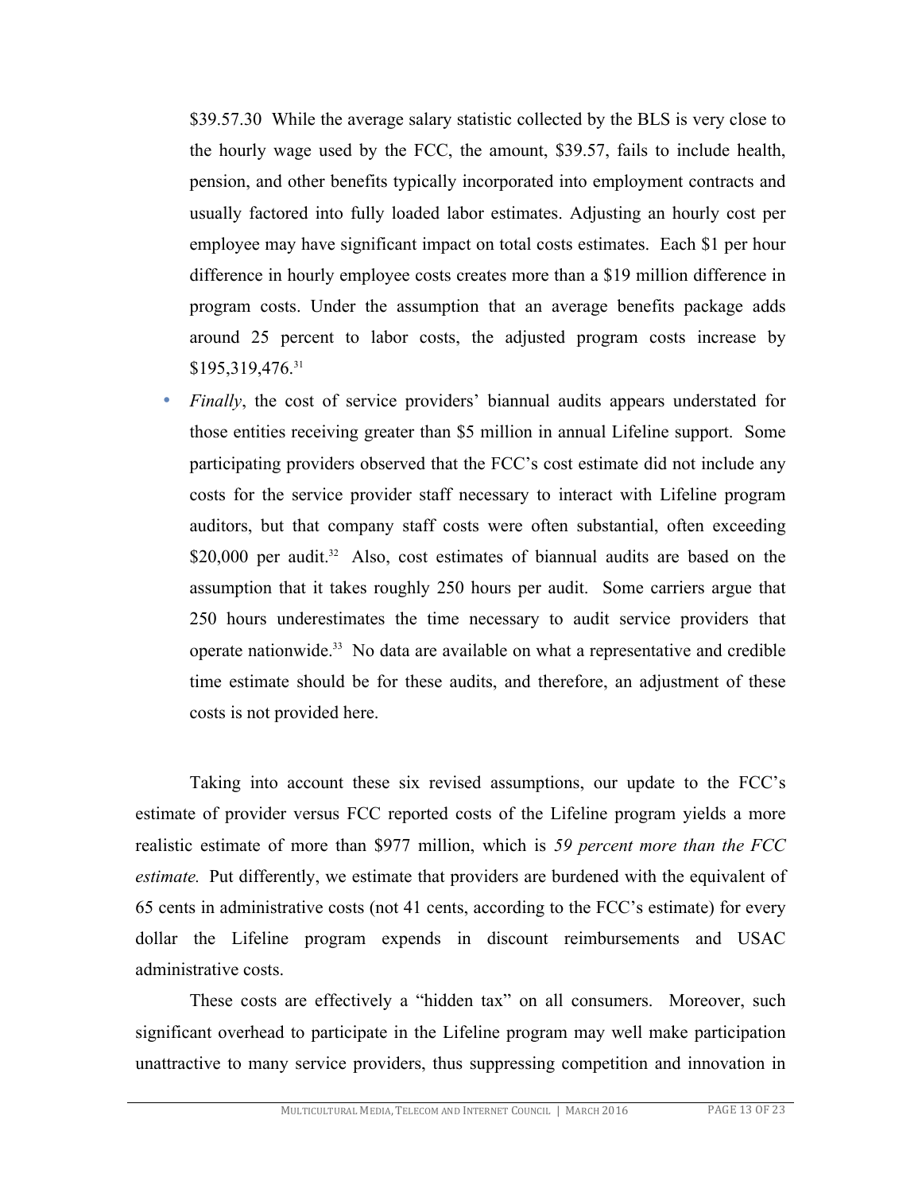$39.57.[30] While the average salary statistic collected by the BLS is very close to the hourly wage used by the FCC, the amount, $39.57, fails to include health, pension, and other benefits typically incorporated into employment contracts and usually factored into fully loaded labor estimates. Adjusting an hourly cost per employee may have significant impact on total costs estimates. Each $1 per hour difference in hourly employee costs creates more than a $19 million difference in program costs. Under the assumption that an average benefits package adds around 25 percent to labor costs, the adjusted program costs increase by $195,319,476.[31]

- *Finally*, the cost of service providers' biannual audits appears understated for those entities receiving greater than $5 million in annual Lifeline support. Some participating providers observed that the FCC's cost estimate did not include any costs for the service provider staff necessary to interact with Lifeline program auditors, but that company staff costs were often substantial, often exceeding $20,000 per audit.[32] Also, cost estimates of biannual audits are based on the assumption that it takes roughly 250 hours per audit. Some carriers argue that 250 hours underestimates the time necessary to audit service providers that operate nationwide.[33] No data are available on what a representative and credible time estimate should be for these audits, and therefore, an adjustment of these costs is not provided here.

Taking into account these six revised assumptions, our update to the FCC's estimate of provider versus FCC reported costs of the Lifeline program yields a more realistic estimate of more than $977 million, which is *59 percent more than the FCC estimate.* Put differently, we estimate that providers are burdened with the equivalent of 65 cents in administrative costs (not 41 cents, according to the FCC's estimate) for every dollar the Lifeline program expends in discount reimbursements and USAC administrative costs.

These costs are effectively a "hidden tax" on all consumers. Moreover, such significant overhead to participate in the Lifeline program may well make participation unattractive to many service providers, thus suppressing competition and innovation in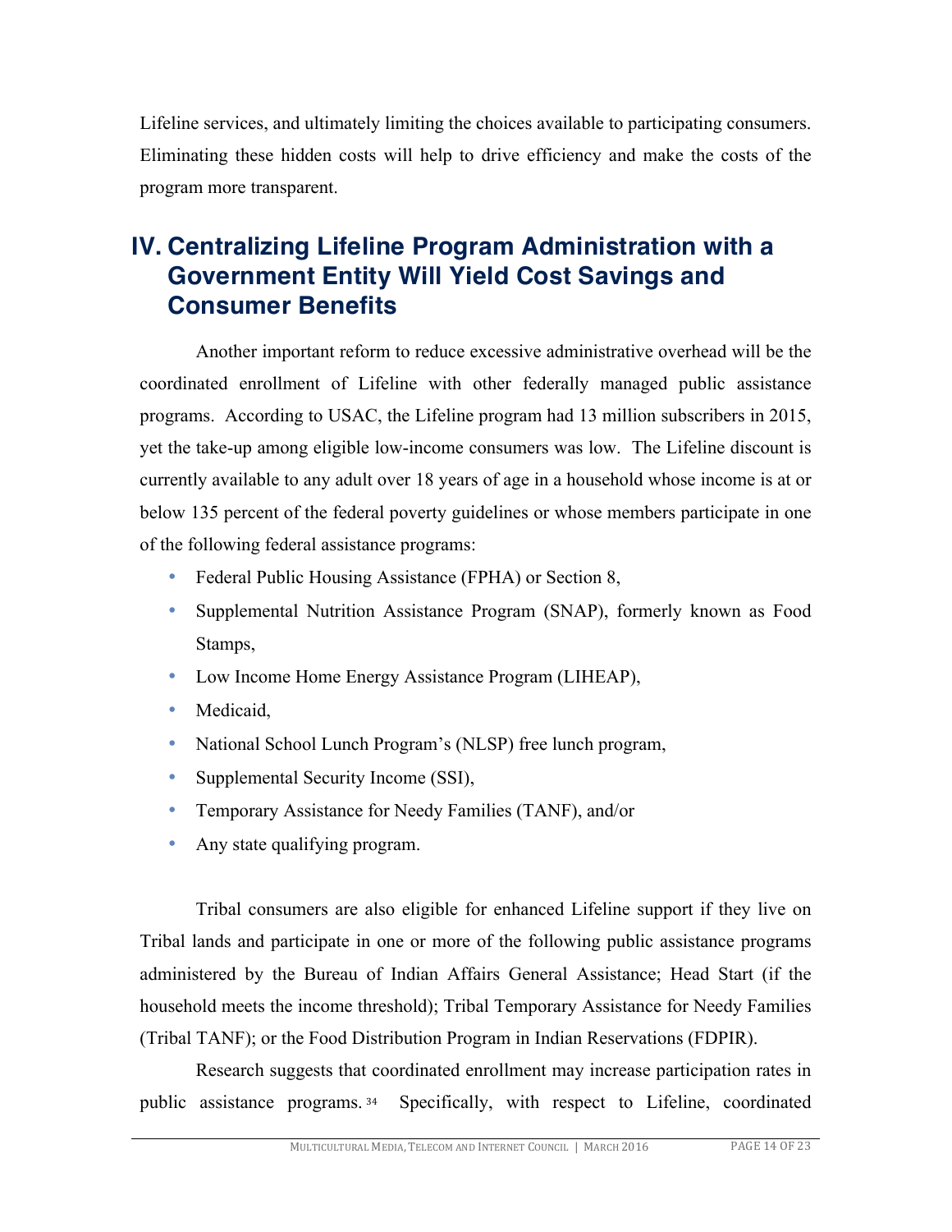Lifeline services, and ultimately limiting the choices available to participating consumers. Eliminating these hidden costs will help to drive efficiency and make the costs of the program more transparent.

## IV. Centralizing Lifeline Program Administration with a Government Entity Will Yield Cost Savings and Consumer Benefits

Another important reform to reduce excessive administrative overhead will be the coordinated enrollment of Lifeline with other federally managed public assistance programs. According to USAC, the Lifeline program had 13 million subscribers in 2015, yet the take-up among eligible low-income consumers was low. The Lifeline discount is currently available to any adult over 18 years of age in a household whose income is at or below 135 percent of the federal poverty guidelines or whose members participate in one of the following federal assistance programs:

- Federal Public Housing Assistance (FPHA) or Section 8,
- Supplemental Nutrition Assistance Program (SNAP), formerly known as Food Stamps,
- Low Income Home Energy Assistance Program (LIHEAP),
- Medicaid,
- National School Lunch Program's (NLSP) free lunch program,
- Supplemental Security Income (SSI),
- Temporary Assistance for Needy Families (TANF), and/or
- Any state qualifying program.

Tribal consumers are also eligible for enhanced Lifeline support if they live on Tribal lands and participate in one or more of the following public assistance programs administered by the Bureau of Indian Affairs General Assistance; Head Start (if the household meets the income threshold); Tribal Temporary Assistance for Needy Families (Tribal TANF); or the Food Distribution Program in Indian Reservations (FDPIR).

Research suggests that coordinated enrollment may increase participation rates in public assistance programs.[34] Specifically, with respect to Lifeline, coordinated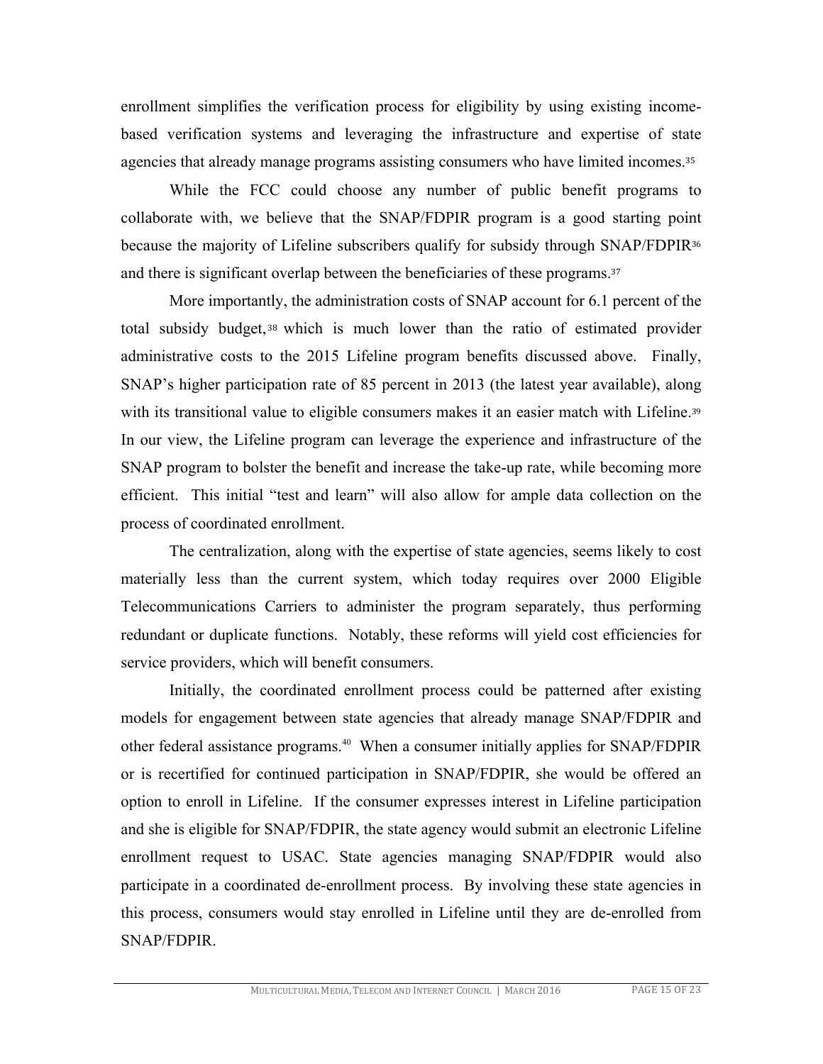enrollment simplifies the verification process for eligibility by using existing income-based verification systems and leveraging the infrastructure and expertise of state agencies that already manage programs assisting consumers who have limited incomes.[35]

While the FCC could choose any number of public benefit programs to collaborate with, we believe that the SNAP/FDPIR program is a good starting point because the majority of Lifeline subscribers qualify for subsidy through SNAP/FDPIR[36] and there is significant overlap between the beneficiaries of these programs.[37]

More importantly, the administration costs of SNAP account for 6.1 percent of the total subsidy budget,[38] which is much lower than the ratio of estimated provider administrative costs to the 2015 Lifeline program benefits discussed above. Finally, SNAP's higher participation rate of 85 percent in 2013 (the latest year available), along with its transitional value to eligible consumers makes it an easier match with Lifeline.[39] In our view, the Lifeline program can leverage the experience and infrastructure of the SNAP program to bolster the benefit and increase the take-up rate, while becoming more efficient. This initial "test and learn" will also allow for ample data collection on the process of coordinated enrollment.

The centralization, along with the expertise of state agencies, seems likely to cost materially less than the current system, which today requires over 2000 Eligible Telecommunications Carriers to administer the program separately, thus performing redundant or duplicate functions. Notably, these reforms will yield cost efficiencies for service providers, which will benefit consumers.

Initially, the coordinated enrollment process could be patterned after existing models for engagement between state agencies that already manage SNAP/FDPIR and other federal assistance programs.[40] When a consumer initially applies for SNAP/FDPIR or is recertified for continued participation in SNAP/FDPIR, she would be offered an option to enroll in Lifeline. If the consumer expresses interest in Lifeline participation and she is eligible for SNAP/FDPIR, the state agency would submit an electronic Lifeline enrollment request to USAC. State agencies managing SNAP/FDPIR would also participate in a coordinated de-enrollment process. By involving these state agencies in this process, consumers would stay enrolled in Lifeline until they are de-enrolled from SNAP/FDPIR.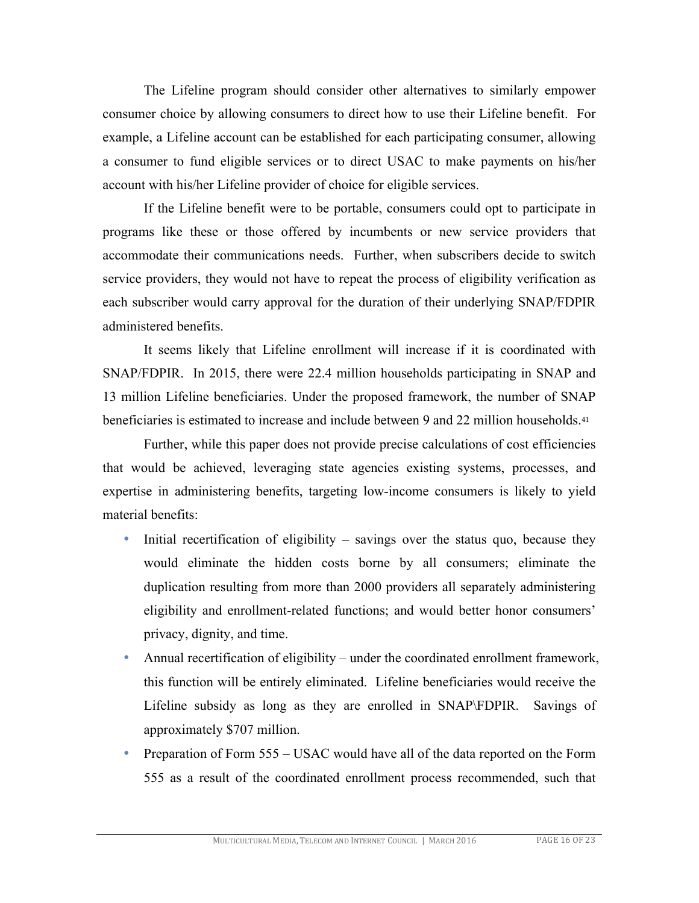The Lifeline program should consider other alternatives to similarly empower consumer choice by allowing consumers to direct how to use their Lifeline benefit. For example, a Lifeline account can be established for each participating consumer, allowing a consumer to fund eligible services or to direct USAC to make payments on his/her account with his/her Lifeline provider of choice for eligible services.

If the Lifeline benefit were to be portable, consumers could opt to participate in programs like these or those offered by incumbents or new service providers that accommodate their communications needs. Further, when subscribers decide to switch service providers, they would not have to repeat the process of eligibility verification as each subscriber would carry approval for the duration of their underlying SNAP/FDPIR administered benefits.

It seems likely that Lifeline enrollment will increase if it is coordinated with SNAP/FDPIR. In 2015, there were 22.4 million households participating in SNAP and 13 million Lifeline beneficiaries. Under the proposed framework, the number of SNAP beneficiaries is estimated to increase and include between 9 and 22 million households.[41]

Further, while this paper does not provide precise calculations of cost efficiencies that would be achieved, leveraging state agencies existing systems, processes, and expertise in administering benefits, targeting low-income consumers is likely to yield material benefits:

- Initial recertification of eligibility – savings over the status quo, because they would eliminate the hidden costs borne by all consumers; eliminate the duplication resulting from more than 2000 providers all separately administering eligibility and enrollment-related functions; and would better honor consumers' privacy, dignity, and time.
- Annual recertification of eligibility – under the coordinated enrollment framework, this function will be entirely eliminated. Lifeline beneficiaries would receive the Lifeline subsidy as long as they are enrolled in SNAP\FDPIR. Savings of approximately $707 million.
- Preparation of Form 555 – USAC would have all of the data reported on the Form 555 as a result of the coordinated enrollment process recommended, such that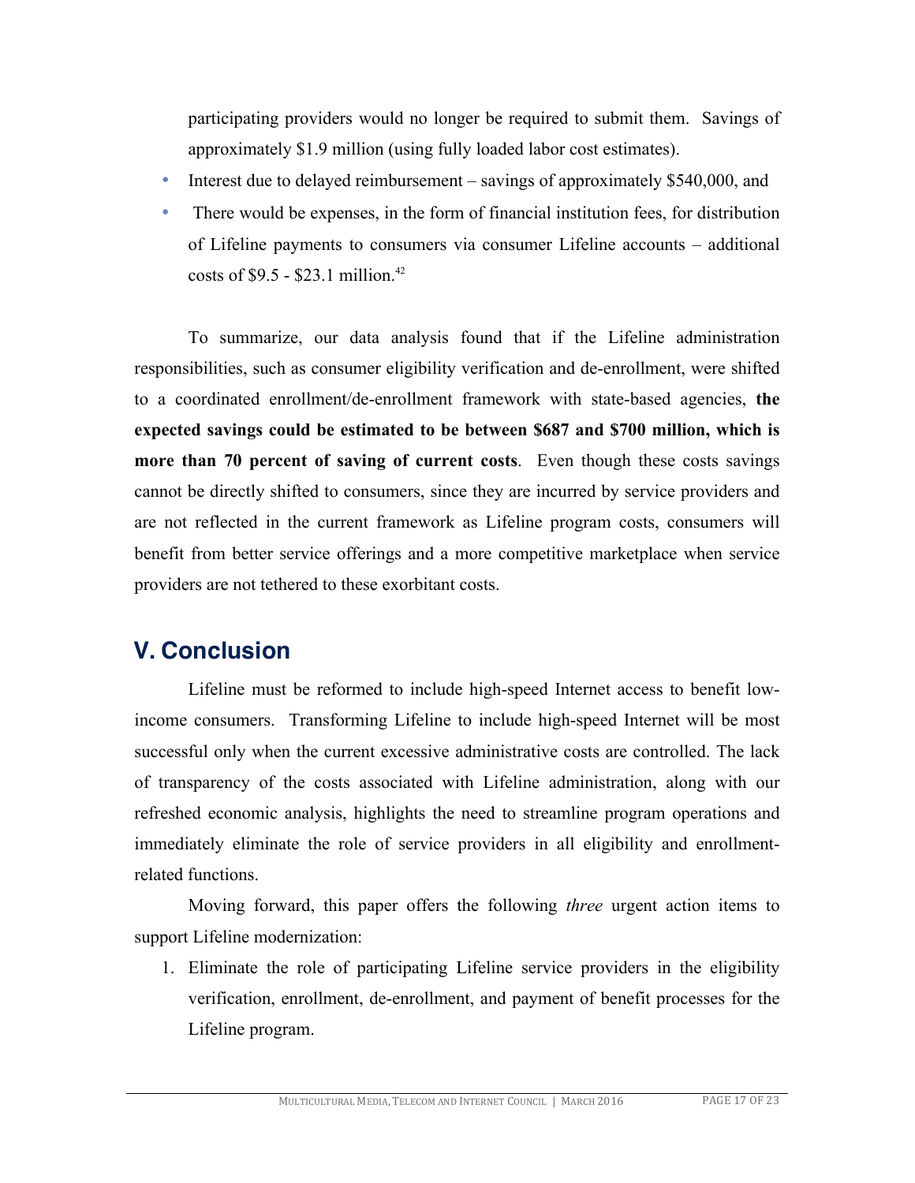participating providers would no longer be required to submit them. Savings of approximately $1.9 million (using fully loaded labor cost estimates).

- Interest due to delayed reimbursement – savings of approximately $540,000, and
- There would be expenses, in the form of financial institution fees, for distribution of Lifeline payments to consumers via consumer Lifeline accounts – additional costs of $9.5 - $23.1 million.[42]

To summarize, our data analysis found that if the Lifeline administration responsibilities, such as consumer eligibility verification and de-enrollment, were shifted to a coordinated enrollment/de-enrollment framework with state-based agencies, **the expected savings could be estimated to be between $687 and $700 million, which is more than 70 percent of saving of current costs**. Even though these costs savings cannot be directly shifted to consumers, since they are incurred by service providers and are not reflected in the current framework as Lifeline program costs, consumers will benefit from better service offerings and a more competitive marketplace when service providers are not tethered to these exorbitant costs.

## V. Conclusion

Lifeline must be reformed to include high-speed Internet access to benefit low-income consumers. Transforming Lifeline to include high-speed Internet will be most successful only when the current excessive administrative costs are controlled. The lack of transparency of the costs associated with Lifeline administration, along with our refreshed economic analysis, highlights the need to streamline program operations and immediately eliminate the role of service providers in all eligibility and enrollment-related functions.

Moving forward, this paper offers the following *three* urgent action items to support Lifeline modernization:

1. Eliminate the role of participating Lifeline service providers in the eligibility verification, enrollment, de-enrollment, and payment of benefit processes for the Lifeline program.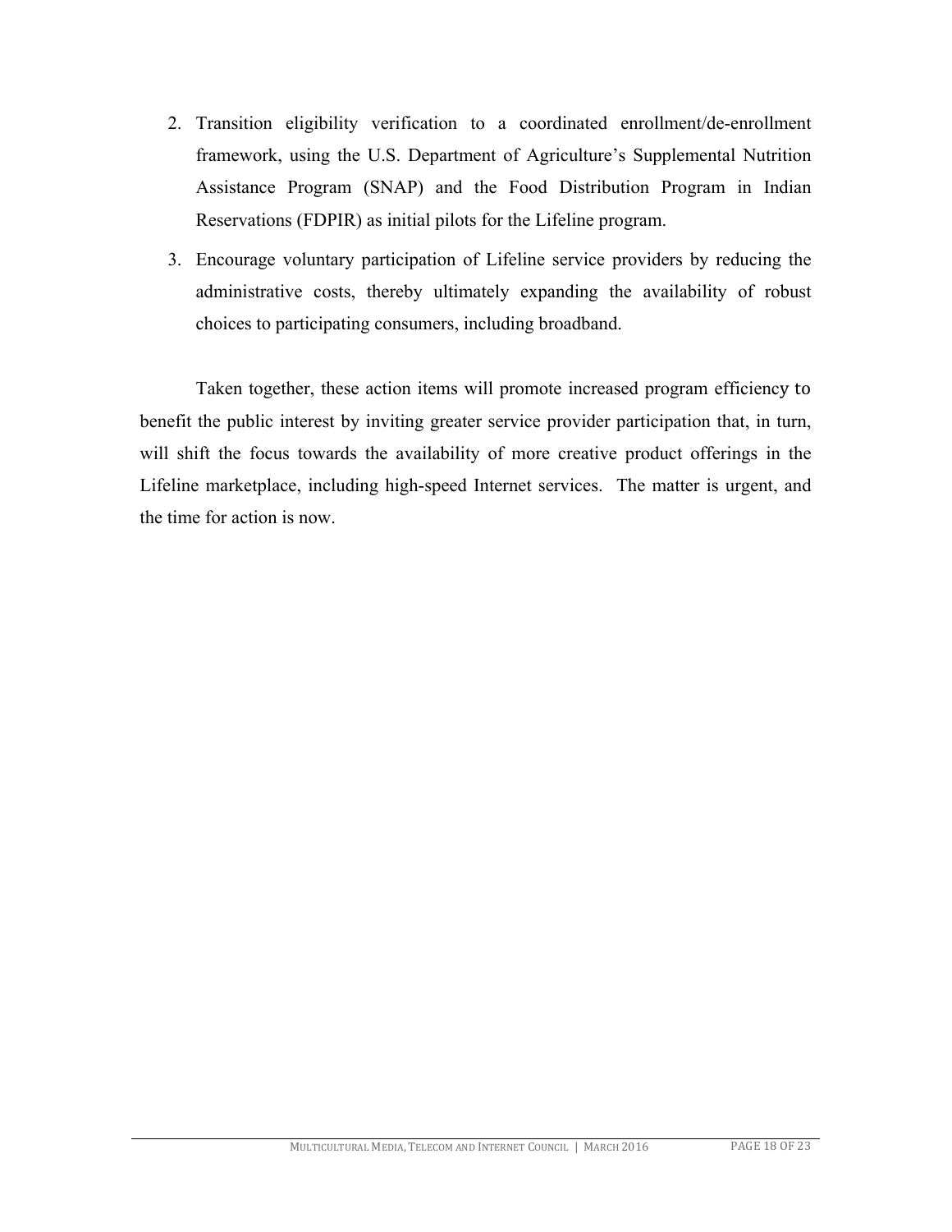2. Transition eligibility verification to a coordinated enrollment/de-enrollment framework, using the U.S. Department of Agriculture's Supplemental Nutrition Assistance Program (SNAP) and the Food Distribution Program in Indian Reservations (FDPIR) as initial pilots for the Lifeline program.
3. Encourage voluntary participation of Lifeline service providers by reducing the administrative costs, thereby ultimately expanding the availability of robust choices to participating consumers, including broadband.

Taken together, these action items will promote increased program efficiency to benefit the public interest by inviting greater service provider participation that, in turn, will shift the focus towards the availability of more creative product offerings in the Lifeline marketplace, including high-speed Internet services. The matter is urgent, and the time for action is now.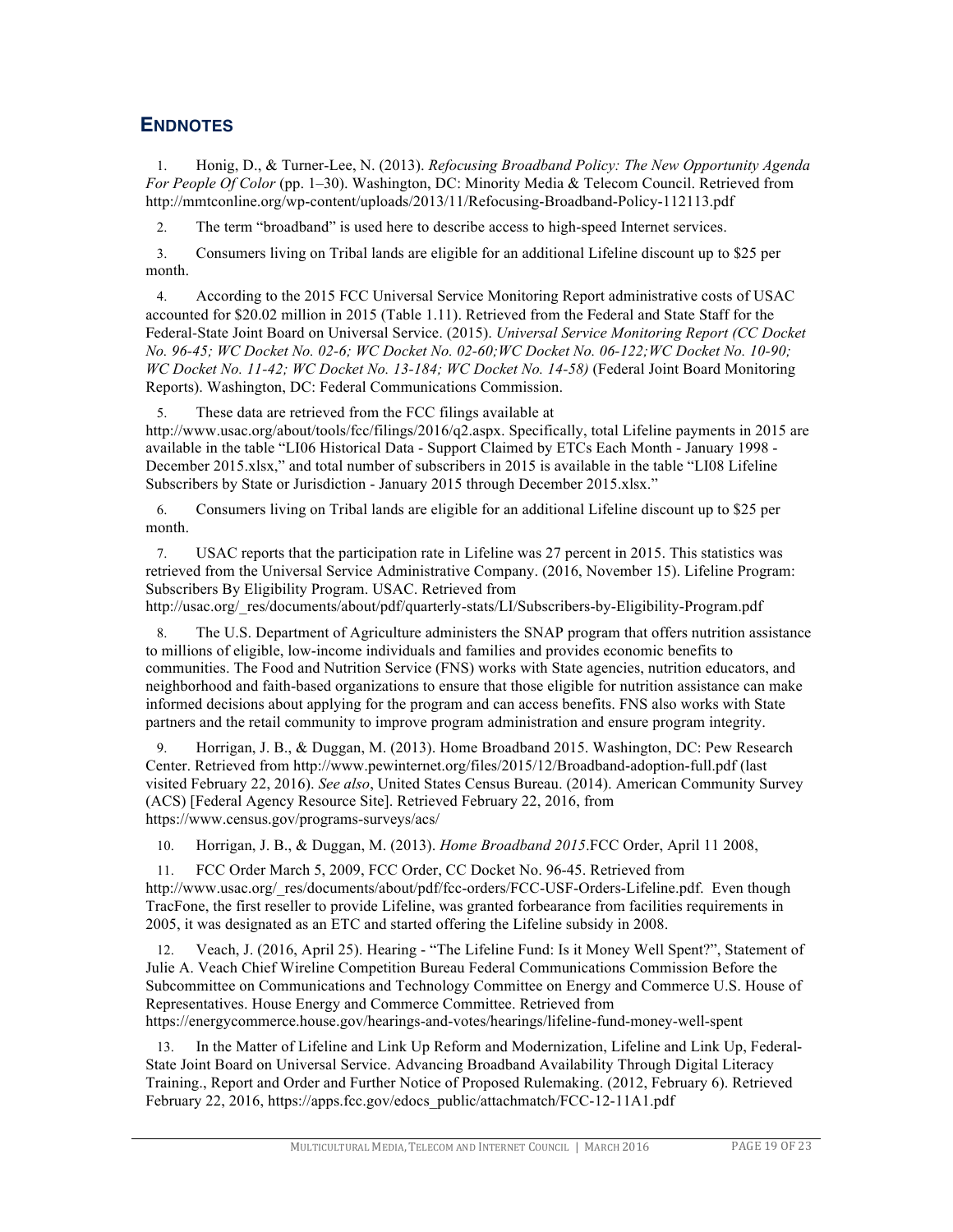## ENDNOTES

1. Honig, D., & Turner-Lee, N. (2013). *Refocusing Broadband Policy: The New Opportunity Agenda For People Of Color* (pp. 1–30). Washington, DC: Minority Media & Telecom Council. Retrieved from http://mmtconline.org/wp-content/uploads/2013/11/Refocusing-Broadband-Policy-112113.pdf

2. The term "broadband" is used here to describe access to high-speed Internet services.

3. Consumers living on Tribal lands are eligible for an additional Lifeline discount up to $25 per month.

4. According to the 2015 FCC Universal Service Monitoring Report administrative costs of USAC accounted for $20.02 million in 2015 (Table 1.11). Retrieved from the Federal and State Staff for the Federal-State Joint Board on Universal Service. (2015). *Universal Service Monitoring Report (CC Docket No. 96-45; WC Docket No. 02-6; WC Docket No. 02-60;WC Docket No. 06-122;WC Docket No. 10-90; WC Docket No. 11-42; WC Docket No. 13-184; WC Docket No. 14-58)* (Federal Joint Board Monitoring Reports). Washington, DC: Federal Communications Commission.

5. These data are retrieved from the FCC filings available at http://www.usac.org/about/tools/fcc/filings/2016/q2.aspx. Specifically, total Lifeline payments in 2015 are available in the table "LI06 Historical Data - Support Claimed by ETCs Each Month - January 1998 - December 2015.xlsx," and total number of subscribers in 2015 is available in the table "LI08 Lifeline Subscribers by State or Jurisdiction - January 2015 through December 2015.xlsx."

6. Consumers living on Tribal lands are eligible for an additional Lifeline discount up to $25 per month.

7. USAC reports that the participation rate in Lifeline was 27 percent in 2015. This statistics was retrieved from the Universal Service Administrative Company. (2016, November 15). Lifeline Program: Subscribers By Eligibility Program. USAC. Retrieved from http://usac.org/_res/documents/about/pdf/quarterly-stats/LI/Subscribers-by-Eligibility-Program.pdf

8. The U.S. Department of Agriculture administers the SNAP program that offers nutrition assistance to millions of eligible, low-income individuals and families and provides economic benefits to communities. The Food and Nutrition Service (FNS) works with State agencies, nutrition educators, and neighborhood and faith-based organizations to ensure that those eligible for nutrition assistance can make informed decisions about applying for the program and can access benefits. FNS also works with State partners and the retail community to improve program administration and ensure program integrity.

9. Horrigan, J. B., & Duggan, M. (2013). Home Broadband 2015. Washington, DC: Pew Research Center. Retrieved from http://www.pewinternet.org/files/2015/12/Broadband-adoption-full.pdf (last visited February 22, 2016). *See also*, United States Census Bureau. (2014). American Community Survey (ACS) [Federal Agency Resource Site]. Retrieved February 22, 2016, from https://www.census.gov/programs-surveys/acs/

10. Horrigan, J. B., & Duggan, M. (2013). *Home Broadband 2015*.FCC Order, April 11 2008,

11. FCC Order March 5, 2009, FCC Order, CC Docket No. 96-45. Retrieved from http://www.usac.org/_res/documents/about/pdf/fcc-orders/FCC-USF-Orders-Lifeline.pdf. Even though TracFone, the first reseller to provide Lifeline, was granted forbearance from facilities requirements in 2005, it was designated as an ETC and started offering the Lifeline subsidy in 2008.

12. Veach, J. (2016, April 25). Hearing - "The Lifeline Fund: Is it Money Well Spent?", Statement of Julie A. Veach Chief Wireline Competition Bureau Federal Communications Commission Before the Subcommittee on Communications and Technology Committee on Energy and Commerce U.S. House of Representatives. House Energy and Commerce Committee. Retrieved from https://energycommerce.house.gov/hearings-and-votes/hearings/lifeline-fund-money-well-spent

13. In the Matter of Lifeline and Link Up Reform and Modernization, Lifeline and Link Up, Federal-State Joint Board on Universal Service. Advancing Broadband Availability Through Digital Literacy Training., Report and Order and Further Notice of Proposed Rulemaking. (2012, February 6). Retrieved February 22, 2016, https://apps.fcc.gov/edocs_public/attachmatch/FCC-12-11A1.pdf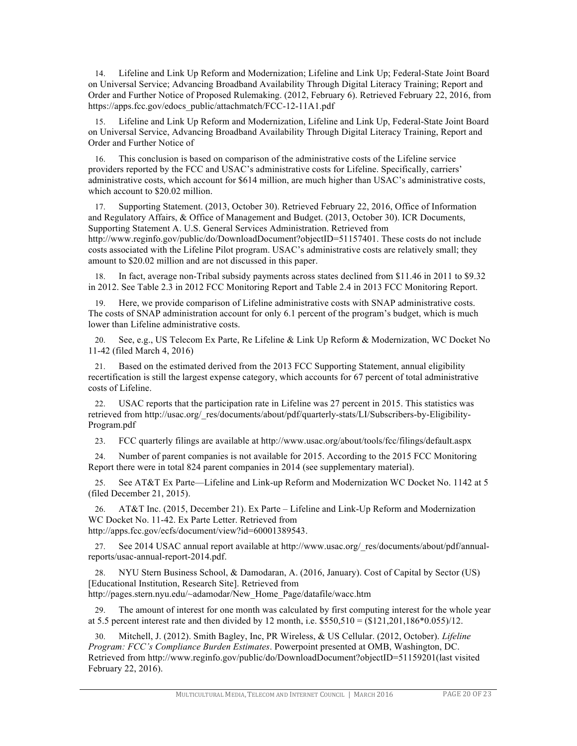14. Lifeline and Link Up Reform and Modernization; Lifeline and Link Up; Federal-State Joint Board on Universal Service; Advancing Broadband Availability Through Digital Literacy Training; Report and Order and Further Notice of Proposed Rulemaking. (2012, February 6). Retrieved February 22, 2016, from https://apps.fcc.gov/edocs_public/attachmatch/FCC-12-11A1.pdf

15. Lifeline and Link Up Reform and Modernization, Lifeline and Link Up, Federal-State Joint Board on Universal Service, Advancing Broadband Availability Through Digital Literacy Training, Report and Order and Further Notice of

16. This conclusion is based on comparison of the administrative costs of the Lifeline service providers reported by the FCC and USAC's administrative costs for Lifeline. Specifically, carriers' administrative costs, which account for $614 million, are much higher than USAC's administrative costs, which account to $20.02 million.

17. Supporting Statement. (2013, October 30). Retrieved February 22, 2016, Office of Information and Regulatory Affairs, & Office of Management and Budget. (2013, October 30). ICR Documents, Supporting Statement A. U.S. General Services Administration. Retrieved from http://www.reginfo.gov/public/do/DownloadDocument?objectID=51157401. These costs do not include costs associated with the Lifeline Pilot program. USAC's administrative costs are relatively small; they amount to $20.02 million and are not discussed in this paper.

18. In fact, average non-Tribal subsidy payments across states declined from $11.46 in 2011 to $9.32 in 2012. See Table 2.3 in 2012 FCC Monitoring Report and Table 2.4 in 2013 FCC Monitoring Report.

19. Here, we provide comparison of Lifeline administrative costs with SNAP administrative costs. The costs of SNAP administration account for only 6.1 percent of the program's budget, which is much lower than Lifeline administrative costs.

20. See, e.g., US Telecom Ex Parte, Re Lifeline & Link Up Reform & Modernization, WC Docket No 11-42 (filed March 4, 2016)

21. Based on the estimated derived from the 2013 FCC Supporting Statement, annual eligibility recertification is still the largest expense category, which accounts for 67 percent of total administrative costs of Lifeline.

22. USAC reports that the participation rate in Lifeline was 27 percent in 2015. This statistics was retrieved from http://usac.org/_res/documents/about/pdf/quarterly-stats/LI/Subscribers-by-Eligibility-Program.pdf

23. FCC quarterly filings are available at http://www.usac.org/about/tools/fcc/filings/default.aspx

24. Number of parent companies is not available for 2015. According to the 2015 FCC Monitoring Report there were in total 824 parent companies in 2014 (see supplementary material).

25. See AT&T Ex Parte—Lifeline and Link-up Reform and Modernization WC Docket No. 1142 at 5 (filed December 21, 2015).

26. AT&T Inc. (2015, December 21). Ex Parte – Lifeline and Link-Up Reform and Modernization WC Docket No. 11-42. Ex Parte Letter. Retrieved from http://apps.fcc.gov/ecfs/document/view?id=60001389543.

27. See 2014 USAC annual report available at http://www.usac.org/_res/documents/about/pdf/annual-reports/usac-annual-report-2014.pdf.

28. NYU Stern Business School, & Damodaran, A. (2016, January). Cost of Capital by Sector (US) [Educational Institution, Research Site]. Retrieved from http://pages.stern.nyu.edu/~adamodar/New_Home_Page/datafile/wacc.htm

29. The amount of interest for one month was calculated by first computing interest for the whole year at 5.5 percent interest rate and then divided by 12 month, i.e. $550,510 = ($121,201,186*0.055)/12.

30. Mitchell, J. (2012). Smith Bagley, Inc, PR Wireless, & US Cellular. (2012, October). *Lifeline Program: FCC's Compliance Burden Estimates*. Powerpoint presented at OMB, Washington, DC. Retrieved from http://www.reginfo.gov/public/do/DownloadDocument?objectID=51159201(last visited February 22, 2016).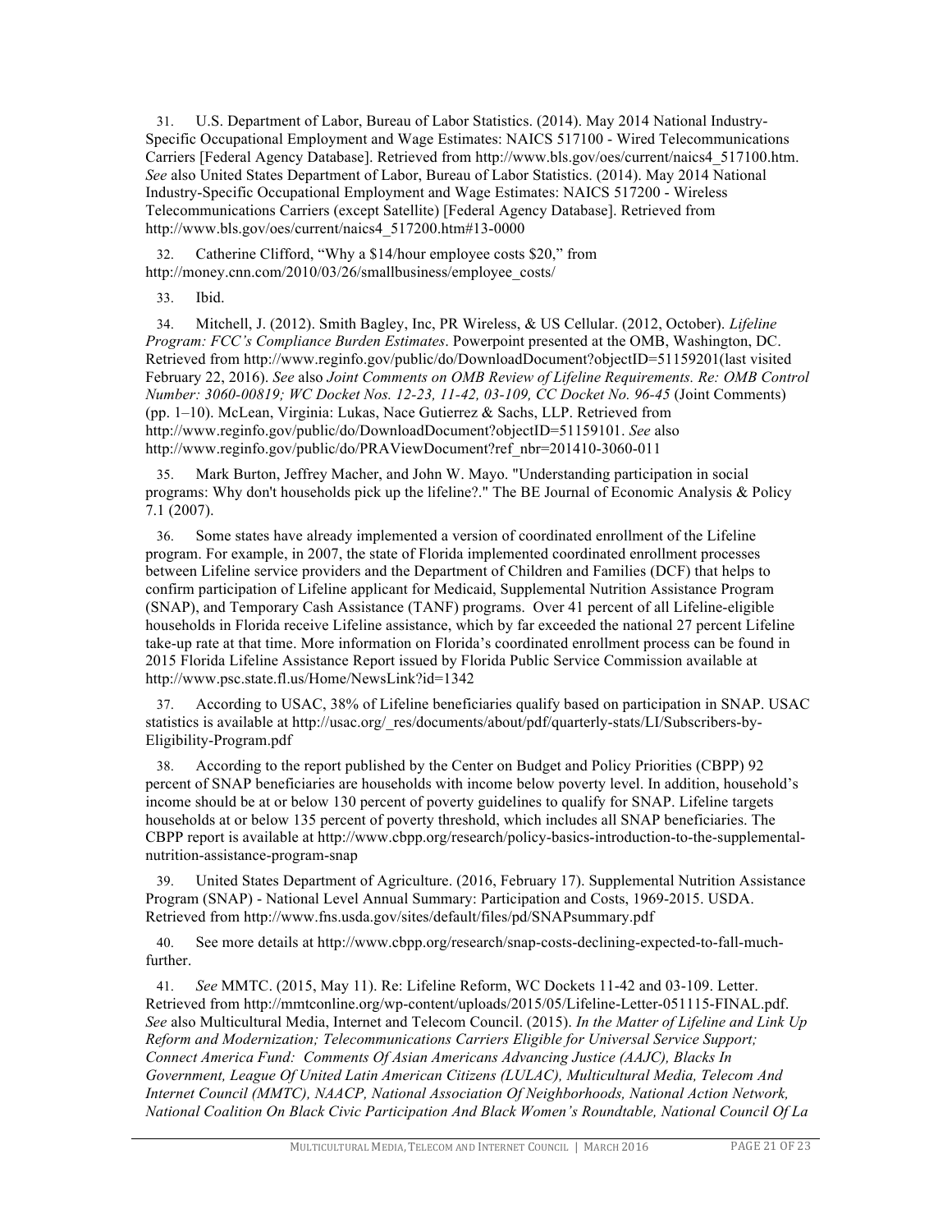31. U.S. Department of Labor, Bureau of Labor Statistics. (2014). May 2014 National Industry-Specific Occupational Employment and Wage Estimates: NAICS 517100 - Wired Telecommunications Carriers [Federal Agency Database]. Retrieved from http://www.bls.gov/oes/current/naics4_517100.htm. *See* also United States Department of Labor, Bureau of Labor Statistics. (2014). May 2014 National Industry-Specific Occupational Employment and Wage Estimates: NAICS 517200 - Wireless Telecommunications Carriers (except Satellite) [Federal Agency Database]. Retrieved from http://www.bls.gov/oes/current/naics4_517200.htm#13-0000

32. Catherine Clifford, "Why a $14/hour employee costs $20," from http://money.cnn.com/2010/03/26/smallbusiness/employee_costs/

33. Ibid.

34. Mitchell, J. (2012). Smith Bagley, Inc, PR Wireless, & US Cellular. (2012, October). *Lifeline Program: FCC's Compliance Burden Estimates*. Powerpoint presented at the OMB, Washington, DC. Retrieved from http://www.reginfo.gov/public/do/DownloadDocument?objectID=51159201(last visited February 22, 2016). *See* also *Joint Comments on OMB Review of Lifeline Requirements. Re: OMB Control Number: 3060-00819; WC Docket Nos. 12-23, 11-42, 03-109, CC Docket No. 96-45* (Joint Comments) (pp. 1–10). McLean, Virginia: Lukas, Nace Gutierrez & Sachs, LLP. Retrieved from http://www.reginfo.gov/public/do/DownloadDocument?objectID=51159101. *See* also http://www.reginfo.gov/public/do/PRAViewDocument?ref_nbr=201410-3060-011

35. Mark Burton, Jeffrey Macher, and John W. Mayo. "Understanding participation in social programs: Why don't households pick up the lifeline?." The BE Journal of Economic Analysis & Policy 7.1 (2007).

36. Some states have already implemented a version of coordinated enrollment of the Lifeline program. For example, in 2007, the state of Florida implemented coordinated enrollment processes between Lifeline service providers and the Department of Children and Families (DCF) that helps to confirm participation of Lifeline applicant for Medicaid, Supplemental Nutrition Assistance Program (SNAP), and Temporary Cash Assistance (TANF) programs. Over 41 percent of all Lifeline-eligible households in Florida receive Lifeline assistance, which by far exceeded the national 27 percent Lifeline take-up rate at that time. More information on Florida's coordinated enrollment process can be found in 2015 Florida Lifeline Assistance Report issued by Florida Public Service Commission available at http://www.psc.state.fl.us/Home/NewsLink?id=1342

37. According to USAC, 38% of Lifeline beneficiaries qualify based on participation in SNAP. USAC statistics is available at http://usac.org/_res/documents/about/pdf/quarterly-stats/LI/Subscribers-by-Eligibility-Program.pdf

38. According to the report published by the Center on Budget and Policy Priorities (CBPP) 92 percent of SNAP beneficiaries are households with income below poverty level. In addition, household's income should be at or below 130 percent of poverty guidelines to qualify for SNAP. Lifeline targets households at or below 135 percent of poverty threshold, which includes all SNAP beneficiaries. The CBPP report is available at http://www.cbpp.org/research/policy-basics-introduction-to-the-supplemental-nutrition-assistance-program-snap

39. United States Department of Agriculture. (2016, February 17). Supplemental Nutrition Assistance Program (SNAP) - National Level Annual Summary: Participation and Costs, 1969-2015. USDA. Retrieved from http://www.fns.usda.gov/sites/default/files/pd/SNAPsummary.pdf

40. See more details at http://www.cbpp.org/research/snap-costs-declining-expected-to-fall-much-further.

41. *See* MMTC. (2015, May 11). Re: Lifeline Reform, WC Dockets 11-42 and 03-109. Letter. Retrieved from http://mmtconline.org/wp-content/uploads/2015/05/Lifeline-Letter-051115-FINAL.pdf. *See* also Multicultural Media, Internet and Telecom Council. (2015). *In the Matter of Lifeline and Link Up Reform and Modernization; Telecommunications Carriers Eligible for Universal Service Support; Connect America Fund: Comments Of Asian Americans Advancing Justice (AAJC), Blacks In Government, League Of United Latin American Citizens (LULAC), Multicultural Media, Telecom And Internet Council (MMTC), NAACP, National Association Of Neighborhoods, National Action Network, National Coalition On Black Civic Participation And Black Women's Roundtable, National Council Of La*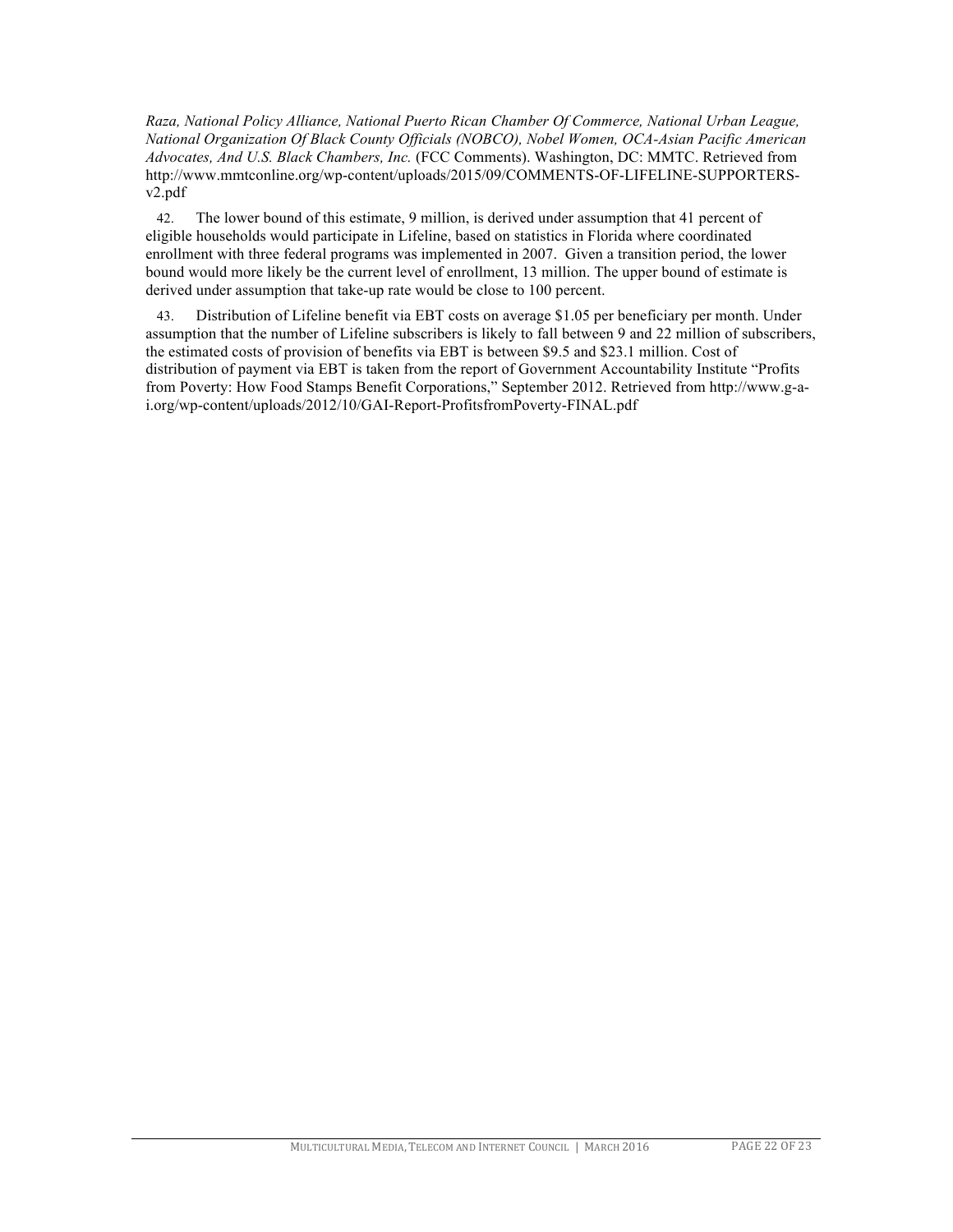*Raza, National Policy Alliance, National Puerto Rican Chamber Of Commerce, National Urban League, National Organization Of Black County Officials (NOBCO), Nobel Women, OCA-Asian Pacific American Advocates, And U.S. Black Chambers, Inc.* (FCC Comments). Washington, DC: MMTC. Retrieved from http://www.mmtconline.org/wp-content/uploads/2015/09/COMMENTS-OF-LIFELINE-SUPPORTERS-v2.pdf

42. The lower bound of this estimate, 9 million, is derived under assumption that 41 percent of eligible households would participate in Lifeline, based on statistics in Florida where coordinated enrollment with three federal programs was implemented in 2007. Given a transition period, the lower bound would more likely be the current level of enrollment, 13 million. The upper bound of estimate is derived under assumption that take-up rate would be close to 100 percent.

43. Distribution of Lifeline benefit via EBT costs on average $1.05 per beneficiary per month. Under assumption that the number of Lifeline subscribers is likely to fall between 9 and 22 million of subscribers, the estimated costs of provision of benefits via EBT is between $9.5 and $23.1 million. Cost of distribution of payment via EBT is taken from the report of Government Accountability Institute "Profits from Poverty: How Food Stamps Benefit Corporations," September 2012. Retrieved from http://www.g-a-i.org/wp-content/uploads/2012/10/GAI-Report-ProfitsfromPoverty-FINAL.pdf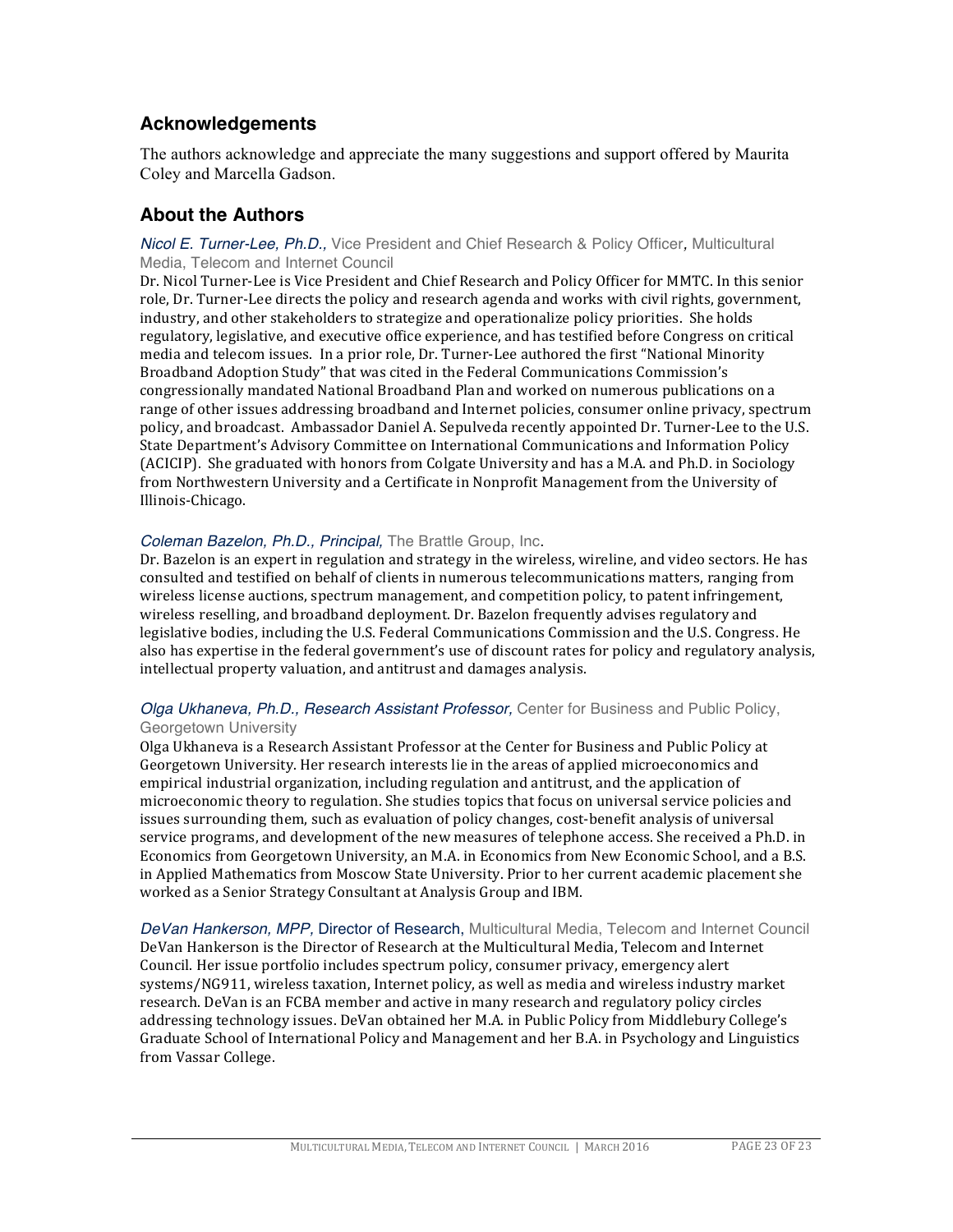## Acknowledgements

The authors acknowledge and appreciate the many suggestions and support offered by Maurita Coley and Marcella Gadson.

## About the Authors

*Nicol E. Turner-Lee, Ph.D.,* Vice President and Chief Research & Policy Officer, Multicultural Media, Telecom and Internet Council

Dr. Nicol Turner-Lee is Vice President and Chief Research and Policy Officer for MMTC. In this senior role, Dr. Turner-Lee directs the policy and research agenda and works with civil rights, government, industry, and other stakeholders to strategize and operationalize policy priorities. She holds regulatory, legislative, and executive office experience, and has testified before Congress on critical media and telecom issues. In a prior role, Dr. Turner-Lee authored the first "National Minority Broadband Adoption Study" that was cited in the Federal Communications Commission's congressionally mandated National Broadband Plan and worked on numerous publications on a range of other issues addressing broadband and Internet policies, consumer online privacy, spectrum policy, and broadcast. Ambassador Daniel A. Sepulveda recently appointed Dr. Turner-Lee to the U.S. State Department's Advisory Committee on International Communications and Information Policy (ACICIP). She graduated with honors from Colgate University and has a M.A. and Ph.D. in Sociology from Northwestern University and a Certificate in Nonprofit Management from the University of Illinois-Chicago.

*Coleman Bazelon, Ph.D., Principal,* The Brattle Group, Inc.

Dr. Bazelon is an expert in regulation and strategy in the wireless, wireline, and video sectors. He has consulted and testified on behalf of clients in numerous telecommunications matters, ranging from wireless license auctions, spectrum management, and competition policy, to patent infringement, wireless reselling, and broadband deployment. Dr. Bazelon frequently advises regulatory and legislative bodies, including the U.S. Federal Communications Commission and the U.S. Congress. He also has expertise in the federal government's use of discount rates for policy and regulatory analysis, intellectual property valuation, and antitrust and damages analysis.

*Olga Ukhaneva, Ph.D., Research Assistant Professor,* Center for Business and Public Policy, Georgetown University

Olga Ukhaneva is a Research Assistant Professor at the Center for Business and Public Policy at Georgetown University. Her research interests lie in the areas of applied microeconomics and empirical industrial organization, including regulation and antitrust, and the application of microeconomic theory to regulation. She studies topics that focus on universal service policies and issues surrounding them, such as evaluation of policy changes, cost-benefit analysis of universal service programs, and development of the new measures of telephone access. She received a Ph.D. in Economics from Georgetown University, an M.A. in Economics from New Economic School, and a B.S. in Applied Mathematics from Moscow State University. Prior to her current academic placement she worked as a Senior Strategy Consultant at Analysis Group and IBM.

*DeVan Hankerson, MPP,* Director of Research, Multicultural Media, Telecom and Internet Council

DeVan Hankerson is the Director of Research at the Multicultural Media, Telecom and Internet Council. Her issue portfolio includes spectrum policy, consumer privacy, emergency alert systems/NG911, wireless taxation, Internet policy, as well as media and wireless industry market research. DeVan is an FCBA member and active in many research and regulatory policy circles addressing technology issues. DeVan obtained her M.A. in Public Policy from Middlebury College's Graduate School of International Policy and Management and her B.A. in Psychology and Linguistics from Vassar College.